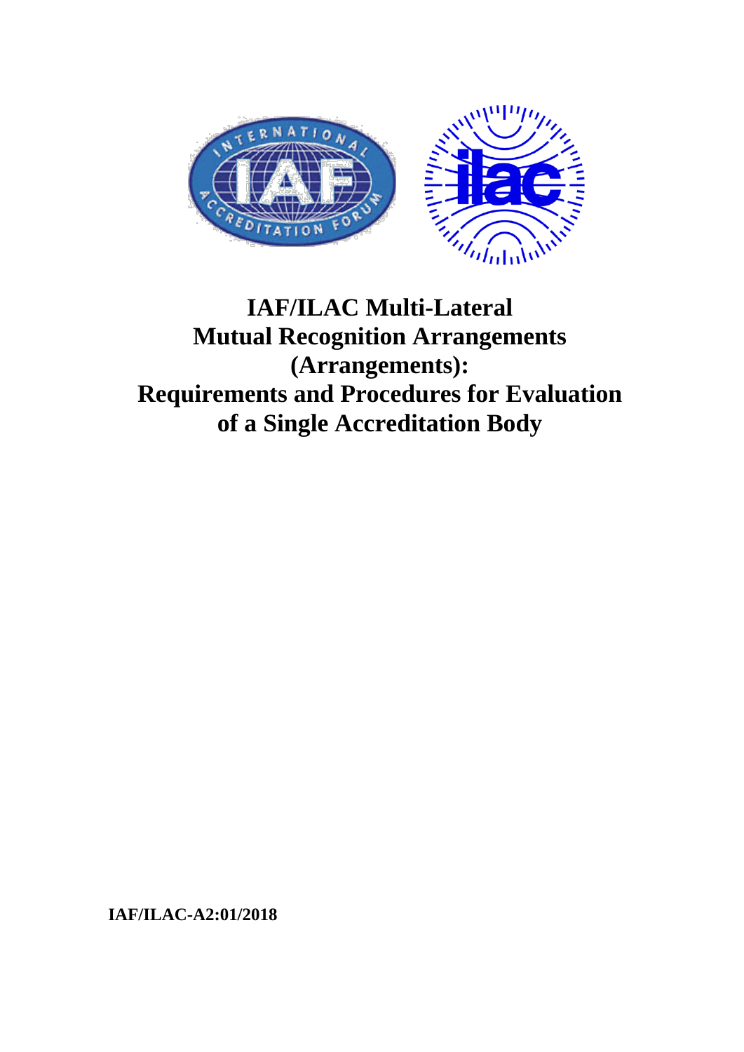# IAF/ILAC Multi-Lateral Mutual Recognition Arrangements (Arrangements): Requirements and Procedures for Evaluation of a Single Accreditation Body

**IAF/ILAC-A2:01/2018**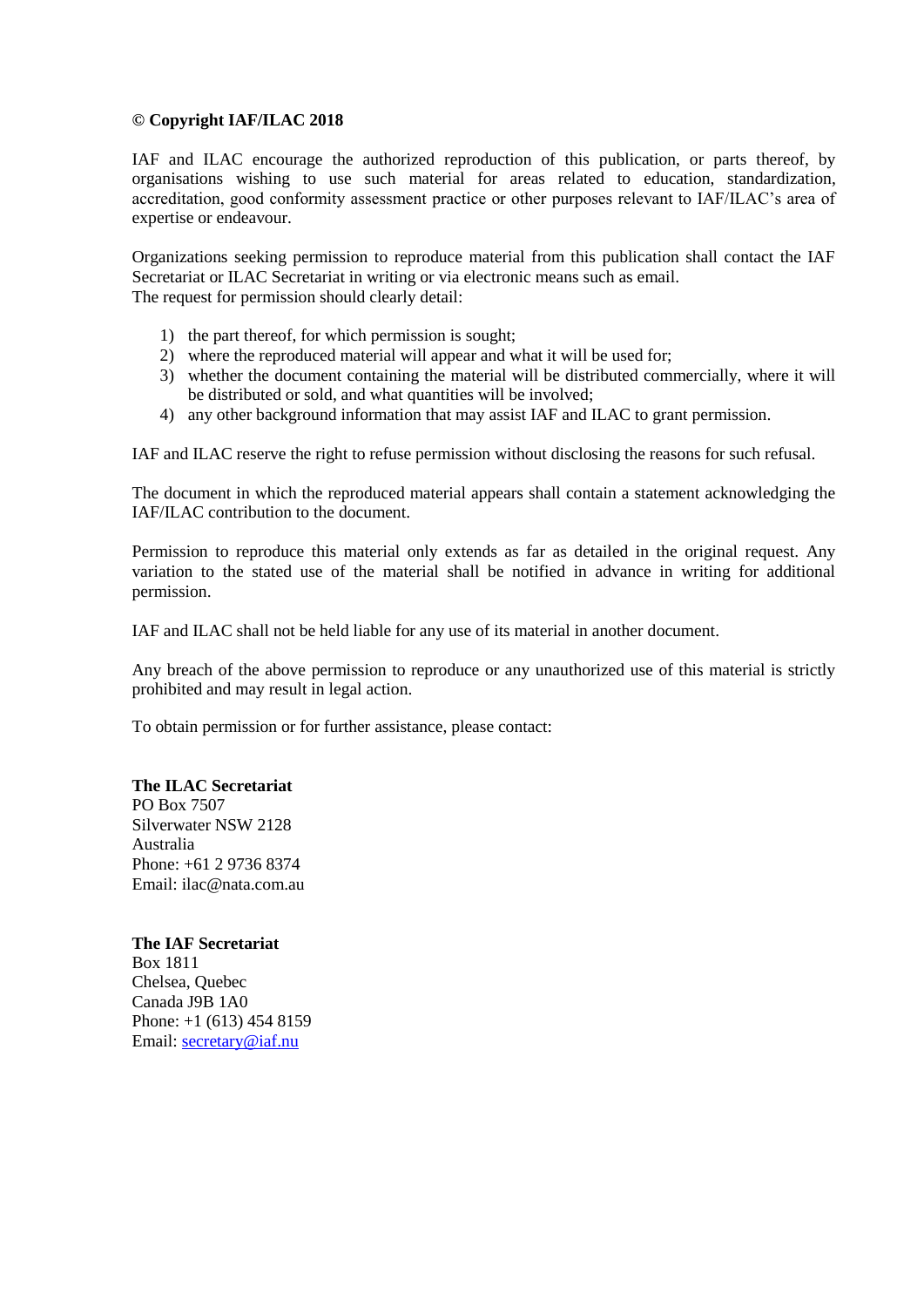**© Copyright IAF/ILAC 2018**

IAF and ILAC encourage the authorized reproduction of this publication, or parts thereof, by organisations wishing to use such material for areas related to education, standardization, accreditation, good conformity assessment practice or other purposes relevant to IAF/ILAC's area of expertise or endeavour.

Organizations seeking permission to reproduce material from this publication shall contact the IAF Secretariat or ILAC Secretariat in writing or via electronic means such as email.
The request for permission should clearly detail:

1) the part thereof, for which permission is sought;
2) where the reproduced material will appear and what it will be used for;
3) whether the document containing the material will be distributed commercially, where it will be distributed or sold, and what quantities will be involved;
4) any other background information that may assist IAF and ILAC to grant permission.

IAF and ILAC reserve the right to refuse permission without disclosing the reasons for such refusal.

The document in which the reproduced material appears shall contain a statement acknowledging the IAF/ILAC contribution to the document.

Permission to reproduce this material only extends as far as detailed in the original request. Any variation to the stated use of the material shall be notified in advance in writing for additional permission.

IAF and ILAC shall not be held liable for any use of its material in another document.

Any breach of the above permission to reproduce or any unauthorized use of this material is strictly prohibited and may result in legal action.

To obtain permission or for further assistance, please contact:

**The ILAC Secretariat**
PO Box 7507
Silverwater NSW 2128
Australia
Phone: +61 2 9736 8374
Email: ilac@nata.com.au

**The IAF Secretariat**
Box 1811
Chelsea, Quebec
Canada J9B 1A0
Phone: +1 (613) 454 8159
Email: secretary@iaf.nu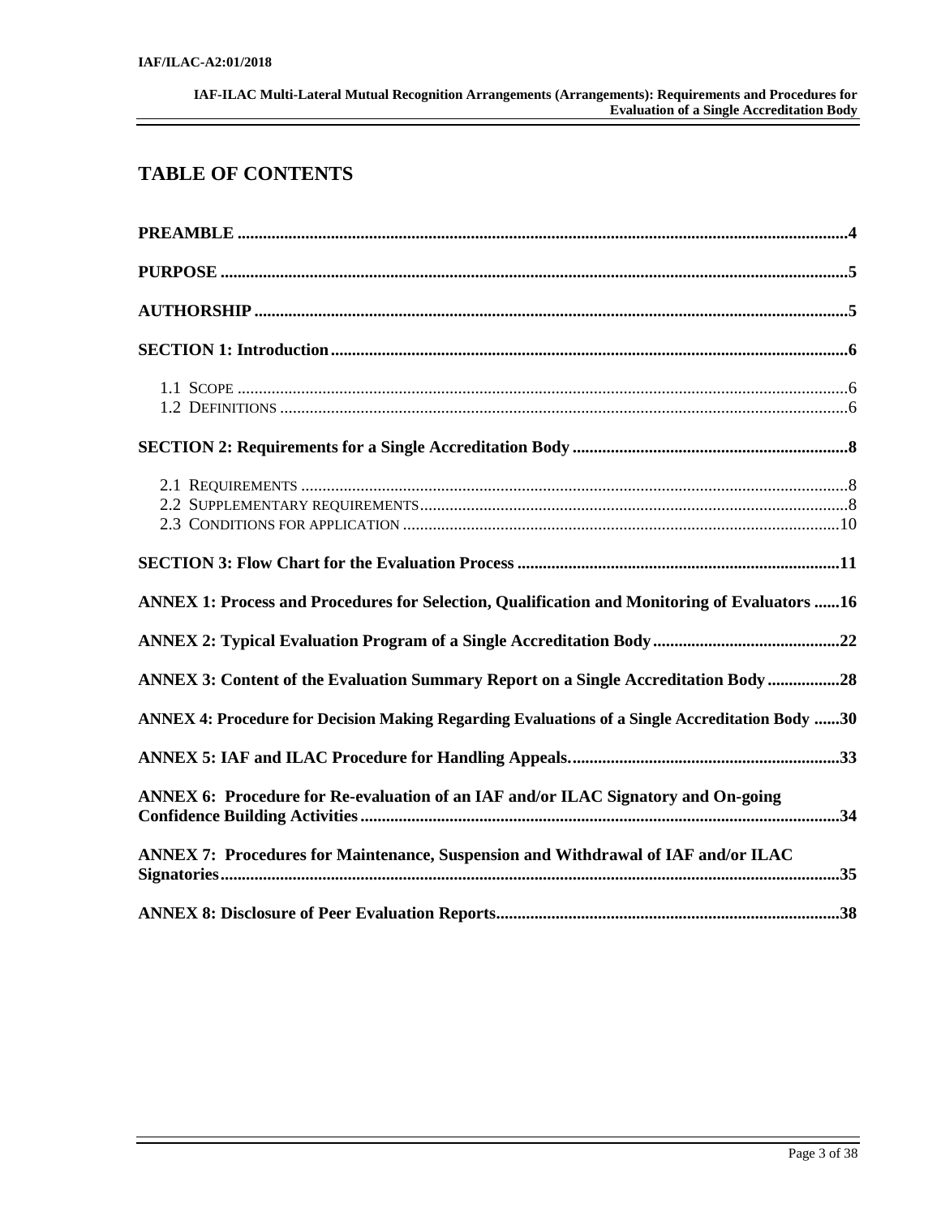## TABLE OF CONTENTS

**PREAMBLE** .......................................................................................................................... **4**

**PURPOSE** ............................................................................................................................ **5**

**AUTHORSHIP** ...................................................................................................................... **5**

**SECTION 1: Introduction** ..................................................................................................... **6**

1.1 SCOPE ............................................................................................................................. 6
1.2 DEFINITIONS ................................................................................................................... 6

**SECTION 2: Requirements for a Single Accreditation Body** ............................................. **8**

2.1 REQUIREMENTS ............................................................................................................. 8
2.2 SUPPLEMENTARY REQUIREMENTS .............................................................................. 8
2.3 CONDITIONS FOR APPLICATION .................................................................................. 10

**SECTION 3: Flow Chart for the Evaluation Process** ......................................................... **11**

**ANNEX 1: Process and Procedures for Selection, Qualification and Monitoring of Evaluators** ...... **16**

**ANNEX 2: Typical Evaluation Program of a Single Accreditation Body** ............................ **22**

**ANNEX 3: Content of the Evaluation Summary Report on a Single Accreditation Body** ................ **28**

**ANNEX 4: Procedure for Decision Making Regarding Evaluations of a Single Accreditation Body** ...... **30**

**ANNEX 5: IAF and ILAC Procedure for Handling Appeals.** ............................................... **33**

**ANNEX 6: Procedure for Re-evaluation of an IAF and/or ILAC Signatory and On-going Confidence Building Activities** ........................................................................................ **34**

**ANNEX 7: Procedures for Maintenance, Suspension and Withdrawal of IAF and/or ILAC Signatories** ........................................................................................................................ **35**

**ANNEX 8: Disclosure of Peer Evaluation Reports** ............................................................. **38**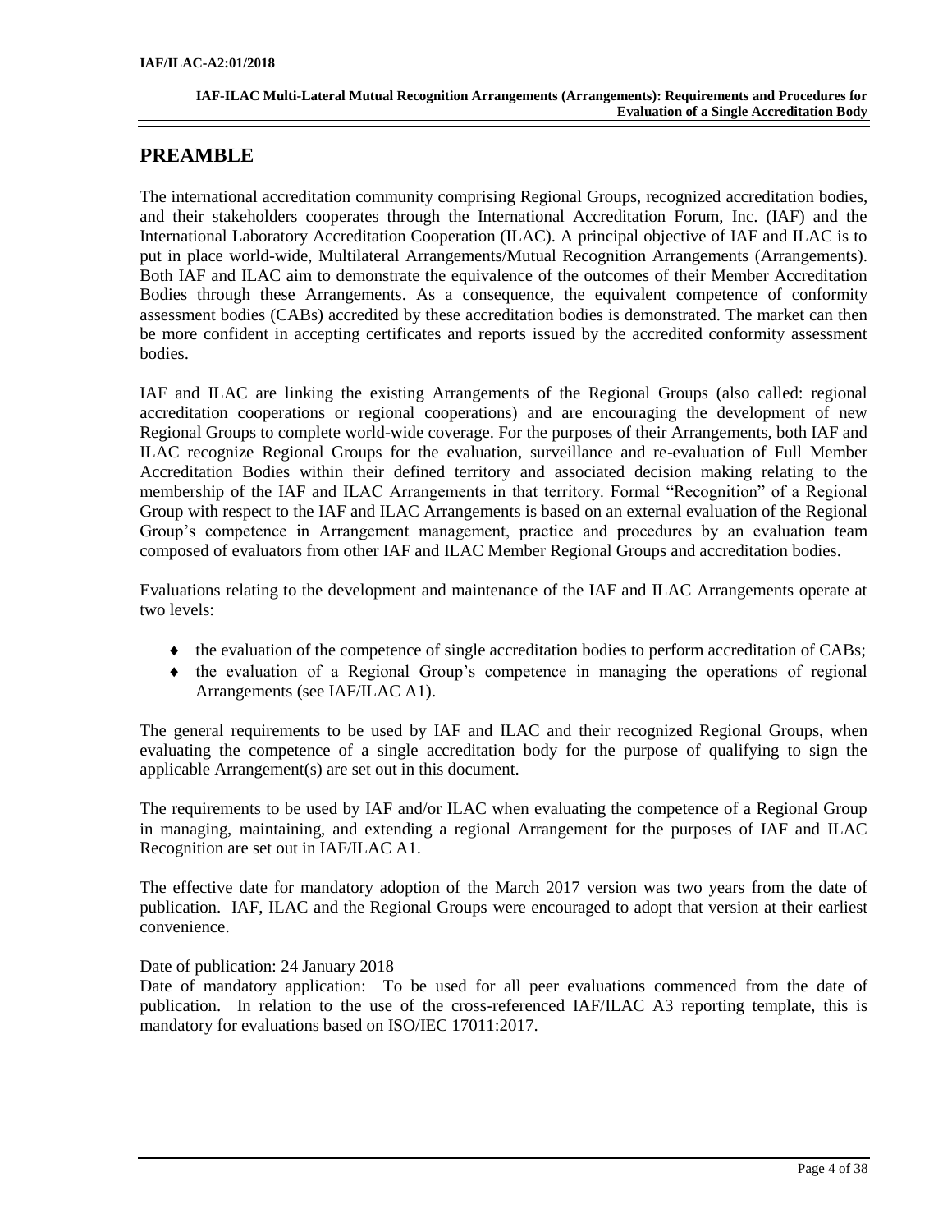# PREAMBLE

The international accreditation community comprising Regional Groups, recognized accreditation bodies, and their stakeholders cooperates through the International Accreditation Forum, Inc. (IAF) and the International Laboratory Accreditation Cooperation (ILAC). A principal objective of IAF and ILAC is to put in place world-wide, Multilateral Arrangements/Mutual Recognition Arrangements (Arrangements). Both IAF and ILAC aim to demonstrate the equivalence of the outcomes of their Member Accreditation Bodies through these Arrangements. As a consequence, the equivalent competence of conformity assessment bodies (CABs) accredited by these accreditation bodies is demonstrated. The market can then be more confident in accepting certificates and reports issued by the accredited conformity assessment bodies.

IAF and ILAC are linking the existing Arrangements of the Regional Groups (also called: regional accreditation cooperations or regional cooperations) and are encouraging the development of new Regional Groups to complete world-wide coverage. For the purposes of their Arrangements, both IAF and ILAC recognize Regional Groups for the evaluation, surveillance and re-evaluation of Full Member Accreditation Bodies within their defined territory and associated decision making relating to the membership of the IAF and ILAC Arrangements in that territory. Formal "Recognition" of a Regional Group with respect to the IAF and ILAC Arrangements is based on an external evaluation of the Regional Group's competence in Arrangement management, practice and procedures by an evaluation team composed of evaluators from other IAF and ILAC Member Regional Groups and accreditation bodies.

Evaluations relating to the development and maintenance of the IAF and ILAC Arrangements operate at two levels:

- the evaluation of the competence of single accreditation bodies to perform accreditation of CABs;
- the evaluation of a Regional Group's competence in managing the operations of regional Arrangements (see IAF/ILAC A1).

The general requirements to be used by IAF and ILAC and their recognized Regional Groups, when evaluating the competence of a single accreditation body for the purpose of qualifying to sign the applicable Arrangement(s) are set out in this document.

The requirements to be used by IAF and/or ILAC when evaluating the competence of a Regional Group in managing, maintaining, and extending a regional Arrangement for the purposes of IAF and ILAC Recognition are set out in IAF/ILAC A1.

The effective date for mandatory adoption of the March 2017 version was two years from the date of publication. IAF, ILAC and the Regional Groups were encouraged to adopt that version at their earliest convenience.

Date of publication: 24 January 2018
Date of mandatory application: To be used for all peer evaluations commenced from the date of publication. In relation to the use of the cross-referenced IAF/ILAC A3 reporting template, this is mandatory for evaluations based on ISO/IEC 17011:2017.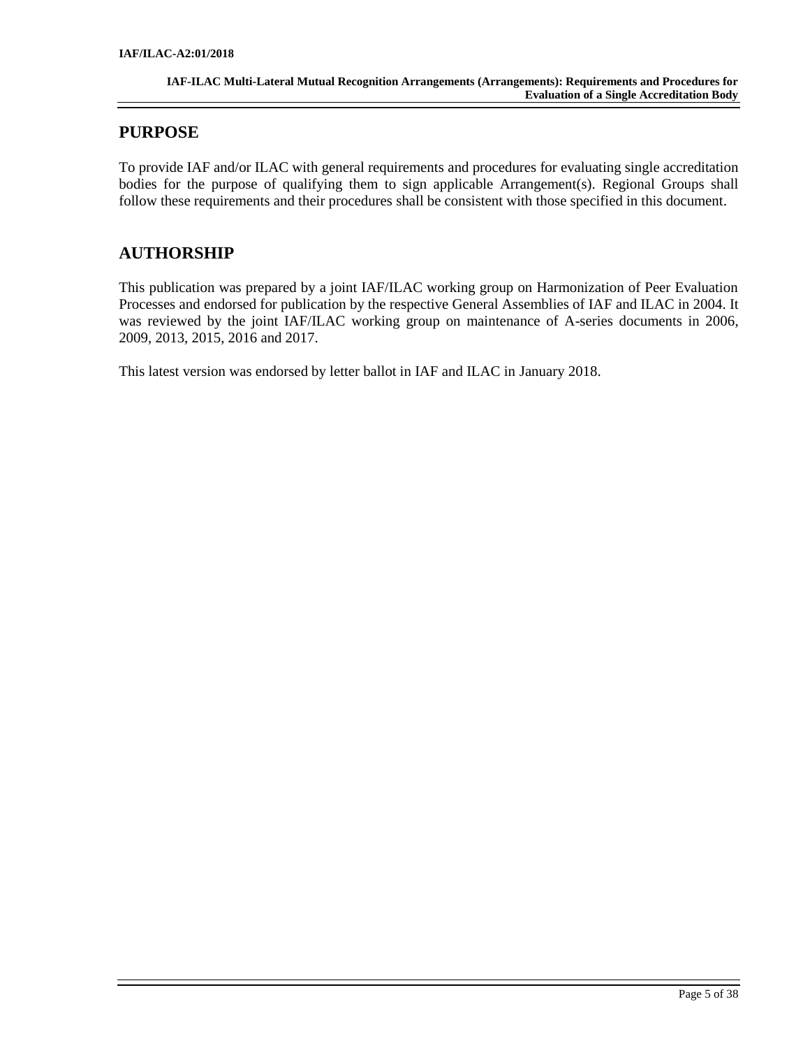## PURPOSE

To provide IAF and/or ILAC with general requirements and procedures for evaluating single accreditation bodies for the purpose of qualifying them to sign applicable Arrangement(s). Regional Groups shall follow these requirements and their procedures shall be consistent with those specified in this document.

## AUTHORSHIP

This publication was prepared by a joint IAF/ILAC working group on Harmonization of Peer Evaluation Processes and endorsed for publication by the respective General Assemblies of IAF and ILAC in 2004. It was reviewed by the joint IAF/ILAC working group on maintenance of A-series documents in 2006, 2009, 2013, 2015, 2016 and 2017.

This latest version was endorsed by letter ballot in IAF and ILAC in January 2018.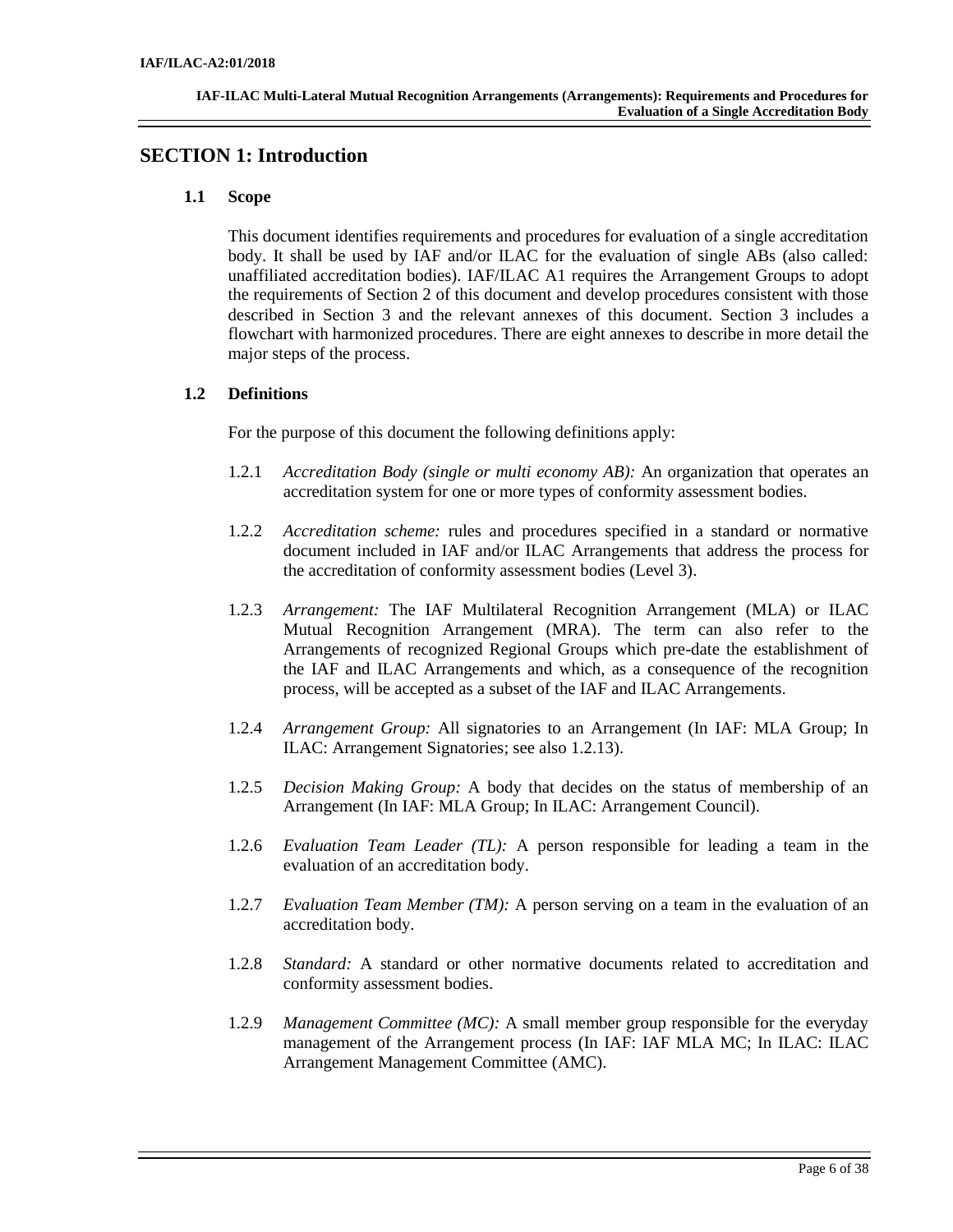# SECTION 1: Introduction

## 1.1 Scope

This document identifies requirements and procedures for evaluation of a single accreditation body. It shall be used by IAF and/or ILAC for the evaluation of single ABs (also called: unaffiliated accreditation bodies). IAF/ILAC A1 requires the Arrangement Groups to adopt the requirements of Section 2 of this document and develop procedures consistent with those described in Section 3 and the relevant annexes of this document. Section 3 includes a flowchart with harmonized procedures. There are eight annexes to describe in more detail the major steps of the process.

## 1.2 Definitions

For the purpose of this document the following definitions apply:

1.2.1 *Accreditation Body (single or multi economy AB):* An organization that operates an accreditation system for one or more types of conformity assessment bodies.

1.2.2 *Accreditation scheme:* rules and procedures specified in a standard or normative document included in IAF and/or ILAC Arrangements that address the process for the accreditation of conformity assessment bodies (Level 3).

1.2.3 *Arrangement:* The IAF Multilateral Recognition Arrangement (MLA) or ILAC Mutual Recognition Arrangement (MRA). The term can also refer to the Arrangements of recognized Regional Groups which pre-date the establishment of the IAF and ILAC Arrangements and which, as a consequence of the recognition process, will be accepted as a subset of the IAF and ILAC Arrangements.

1.2.4 *Arrangement Group:* All signatories to an Arrangement (In IAF: MLA Group; In ILAC: Arrangement Signatories; see also 1.2.13).

1.2.5 *Decision Making Group:* A body that decides on the status of membership of an Arrangement (In IAF: MLA Group; In ILAC: Arrangement Council).

1.2.6 *Evaluation Team Leader (TL):* A person responsible for leading a team in the evaluation of an accreditation body.

1.2.7 *Evaluation Team Member (TM):* A person serving on a team in the evaluation of an accreditation body.

1.2.8 *Standard:* A standard or other normative documents related to accreditation and conformity assessment bodies.

1.2.9 *Management Committee (MC):* A small member group responsible for the everyday management of the Arrangement process (In IAF: IAF MLA MC; In ILAC: ILAC Arrangement Management Committee (AMC).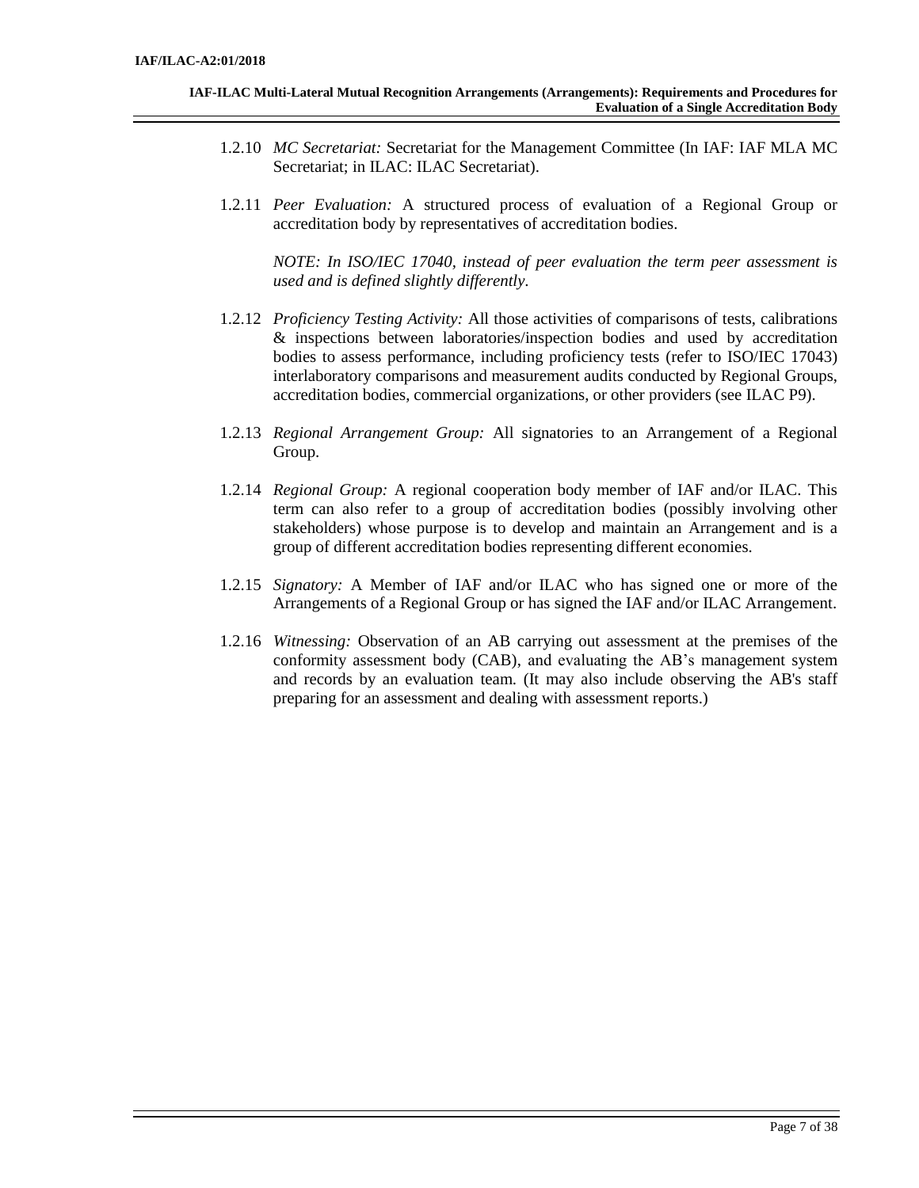1.2.10 *MC Secretariat:* Secretariat for the Management Committee (In IAF: IAF MLA MC Secretariat; in ILAC: ILAC Secretariat).

1.2.11 *Peer Evaluation:* A structured process of evaluation of a Regional Group or accreditation body by representatives of accreditation bodies.

*NOTE: In ISO/IEC 17040, instead of peer evaluation the term peer assessment is used and is defined slightly differently.*

1.2.12 *Proficiency Testing Activity:* All those activities of comparisons of tests, calibrations & inspections between laboratories/inspection bodies and used by accreditation bodies to assess performance, including proficiency tests (refer to ISO/IEC 17043) interlaboratory comparisons and measurement audits conducted by Regional Groups, accreditation bodies, commercial organizations, or other providers (see ILAC P9).

1.2.13 *Regional Arrangement Group:* All signatories to an Arrangement of a Regional Group.

1.2.14 *Regional Group:* A regional cooperation body member of IAF and/or ILAC. This term can also refer to a group of accreditation bodies (possibly involving other stakeholders) whose purpose is to develop and maintain an Arrangement and is a group of different accreditation bodies representing different economies.

1.2.15 *Signatory:* A Member of IAF and/or ILAC who has signed one or more of the Arrangements of a Regional Group or has signed the IAF and/or ILAC Arrangement.

1.2.16 *Witnessing:* Observation of an AB carrying out assessment at the premises of the conformity assessment body (CAB), and evaluating the AB's management system and records by an evaluation team. (It may also include observing the AB's staff preparing for an assessment and dealing with assessment reports.)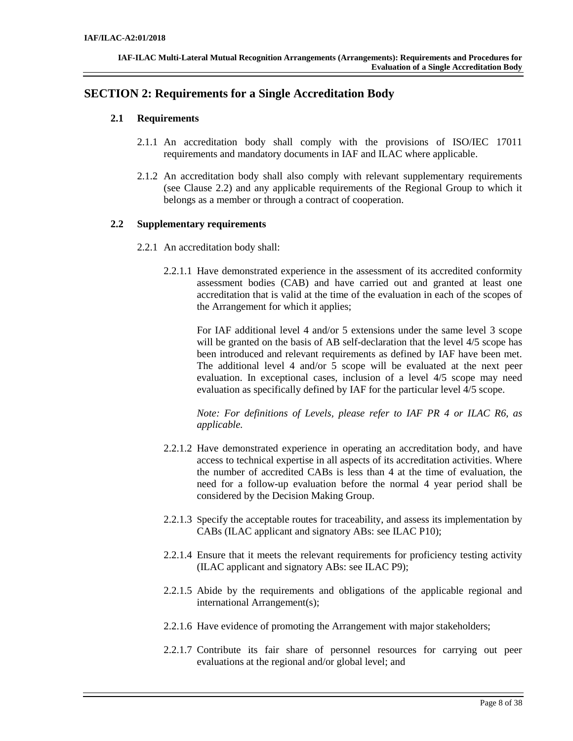## SECTION 2: Requirements for a Single Accreditation Body

### 2.1 Requirements

2.1.1 An accreditation body shall comply with the provisions of ISO/IEC 17011 requirements and mandatory documents in IAF and ILAC where applicable.

2.1.2 An accreditation body shall also comply with relevant supplementary requirements (see Clause 2.2) and any applicable requirements of the Regional Group to which it belongs as a member or through a contract of cooperation.

### 2.2 Supplementary requirements

2.2.1 An accreditation body shall:

2.2.1.1 Have demonstrated experience in the assessment of its accredited conformity assessment bodies (CAB) and have carried out and granted at least one accreditation that is valid at the time of the evaluation in each of the scopes of the Arrangement for which it applies;

For IAF additional level 4 and/or 5 extensions under the same level 3 scope will be granted on the basis of AB self-declaration that the level 4/5 scope has been introduced and relevant requirements as defined by IAF have been met. The additional level 4 and/or 5 scope will be evaluated at the next peer evaluation. In exceptional cases, inclusion of a level 4/5 scope may need evaluation as specifically defined by IAF for the particular level 4/5 scope.

*Note: For definitions of Levels, please refer to IAF PR 4 or ILAC R6, as applicable.*

2.2.1.2 Have demonstrated experience in operating an accreditation body, and have access to technical expertise in all aspects of its accreditation activities. Where the number of accredited CABs is less than 4 at the time of evaluation, the need for a follow-up evaluation before the normal 4 year period shall be considered by the Decision Making Group.

2.2.1.3 Specify the acceptable routes for traceability, and assess its implementation by CABs (ILAC applicant and signatory ABs: see ILAC P10);

2.2.1.4 Ensure that it meets the relevant requirements for proficiency testing activity (ILAC applicant and signatory ABs: see ILAC P9);

2.2.1.5 Abide by the requirements and obligations of the applicable regional and international Arrangement(s);

2.2.1.6 Have evidence of promoting the Arrangement with major stakeholders;

2.2.1.7 Contribute its fair share of personnel resources for carrying out peer evaluations at the regional and/or global level; and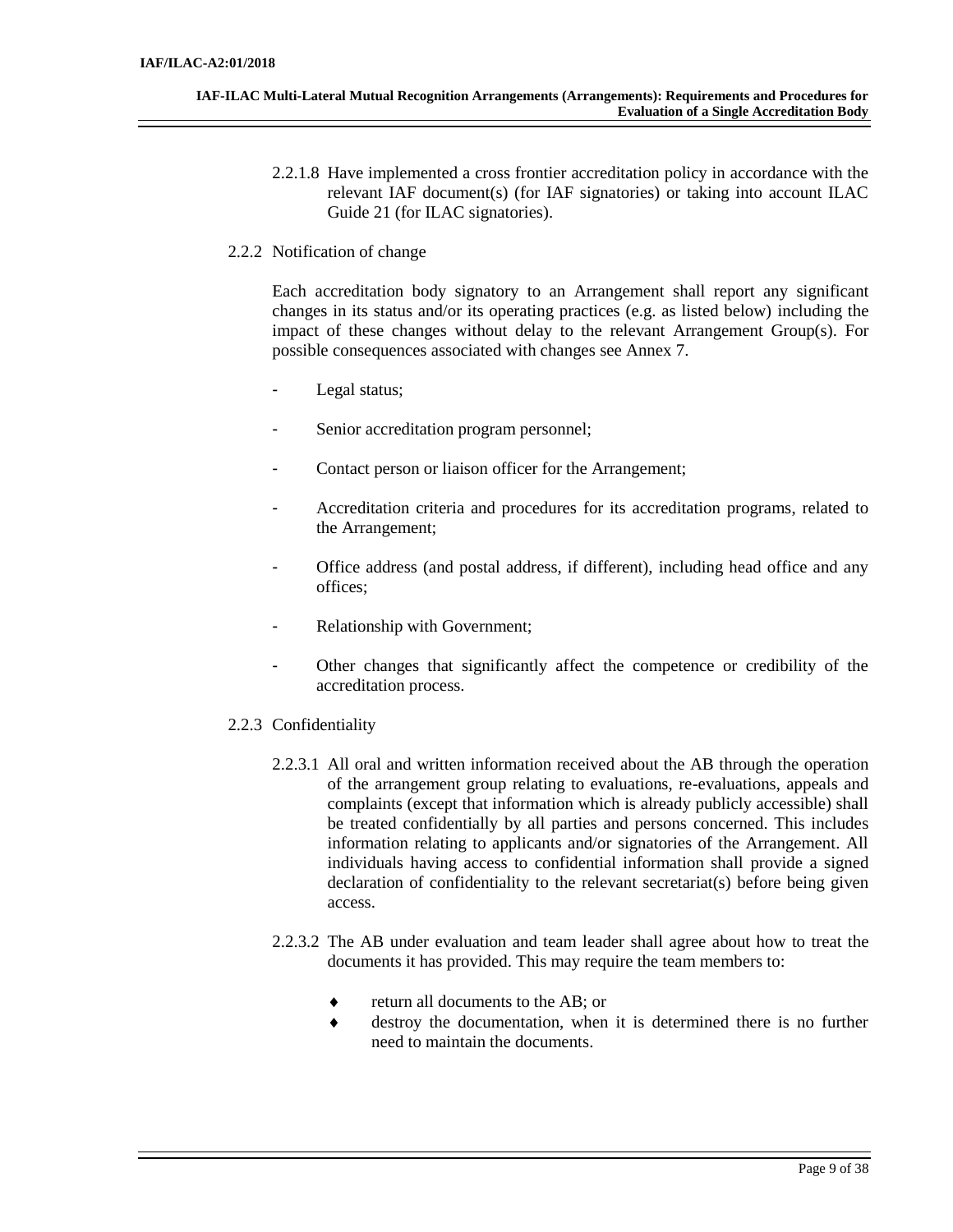2.2.1.8 Have implemented a cross frontier accreditation policy in accordance with the relevant IAF document(s) (for IAF signatories) or taking into account ILAC Guide 21 (for ILAC signatories).

2.2.2 Notification of change

Each accreditation body signatory to an Arrangement shall report any significant changes in its status and/or its operating practices (e.g. as listed below) including the impact of these changes without delay to the relevant Arrangement Group(s). For possible consequences associated with changes see Annex 7.

- Legal status;
- Senior accreditation program personnel;
- Contact person or liaison officer for the Arrangement;
- Accreditation criteria and procedures for its accreditation programs, related to the Arrangement;
- Office address (and postal address, if different), including head office and any offices;
- Relationship with Government;
- Other changes that significantly affect the competence or credibility of the accreditation process.

2.2.3 Confidentiality

2.2.3.1 All oral and written information received about the AB through the operation of the arrangement group relating to evaluations, re-evaluations, appeals and complaints (except that information which is already publicly accessible) shall be treated confidentially by all parties and persons concerned. This includes information relating to applicants and/or signatories of the Arrangement. All individuals having access to confidential information shall provide a signed declaration of confidentiality to the relevant secretariat(s) before being given access.

2.2.3.2 The AB under evaluation and team leader shall agree about how to treat the documents it has provided. This may require the team members to:

- ♦ return all documents to the AB; or
- ♦ destroy the documentation, when it is determined there is no further need to maintain the documents.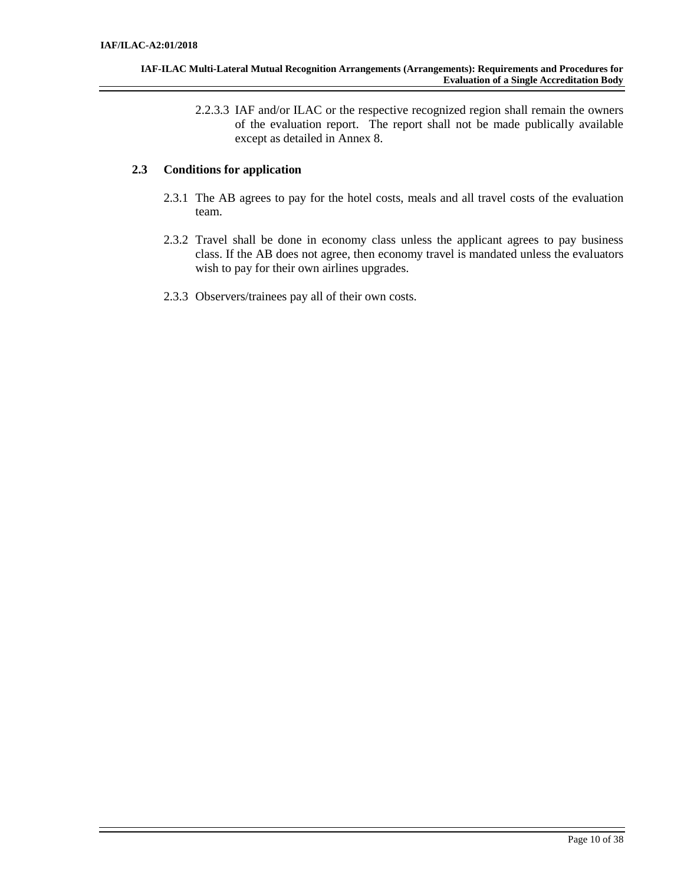2.2.3.3 IAF and/or ILAC or the respective recognized region shall remain the owners of the evaluation report. The report shall not be made publically available except as detailed in Annex 8.

## 2.3 Conditions for application

2.3.1 The AB agrees to pay for the hotel costs, meals and all travel costs of the evaluation team.

2.3.2 Travel shall be done in economy class unless the applicant agrees to pay business class. If the AB does not agree, then economy travel is mandated unless the evaluators wish to pay for their own airlines upgrades.

2.3.3 Observers/trainees pay all of their own costs.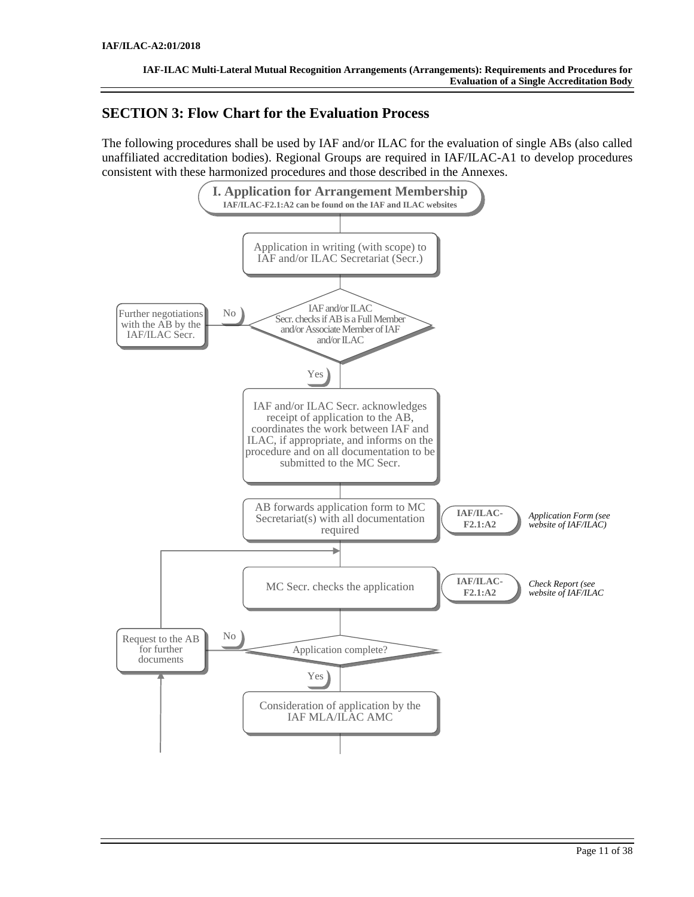## SECTION 3: Flow Chart for the Evaluation Process

The following procedures shall be used by IAF and/or ILAC for the evaluation of single ABs (also called unaffiliated accreditation bodies). Regional Groups are required in IAF/ILAC-A1 to develop procedures consistent with these harmonized procedures and those described in the Annexes.

**I. Application for Arrangement Membership**
**IAF/ILAC-F2.1:A2 can be found on the IAF and ILAC websites**

Application in writing (with scope) to IAF and/or ILAC Secretariat (Secr.)

IAF and/or ILAC Secr. checks if AB is a Full Member and/or Associate Member of IAF and/or ILAC

No → Further negotiations with the AB by the IAF/ILAC Secr.

Yes → IAF and/or ILAC Secr. acknowledges receipt of application to the AB, coordinates the work between IAF and ILAC, if appropriate, and informs on the procedure and on all documentation to be submitted to the MC Secr.

AB forwards application form to MC Secretariat(s) with all documentation required — **IAF/ILAC-F2.1:A2** — *Application Form (see website of IAF/ILAC)*

MC Secr. checks the application — **IAF/ILAC-F2.1:A2** — *Check Report (see website of IAF/ILAC*

Application complete?

No → Request to the AB for further documents

Yes → Consideration of application by the IAF MLA/ILAC AMC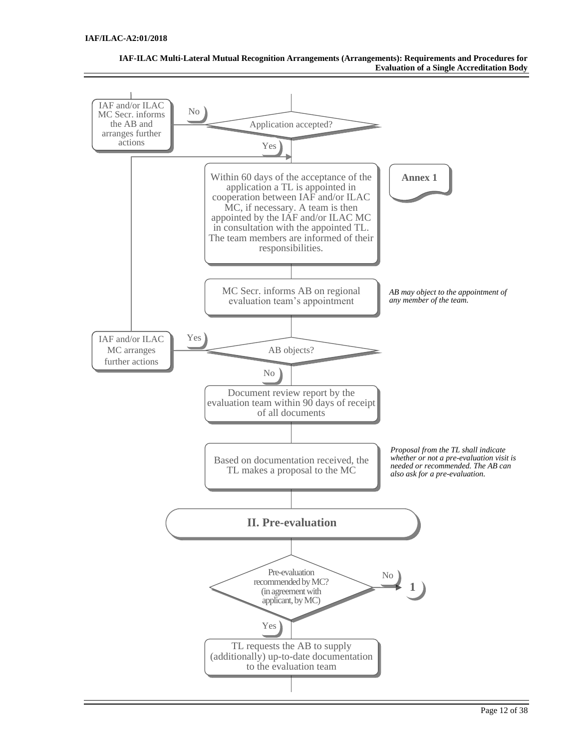IAF and/or ILAC MC Secr. informs the AB and arranges further actions

No

Application accepted?

Yes

Within 60 days of the acceptance of the application a TL is appointed in cooperation between IAF and/or ILAC MC, if necessary. A team is then appointed by the IAF and/or ILAC MC in consultation with the appointed TL. The team members are informed of their responsibilities.

**Annex 1**

MC Secr. informs AB on regional evaluation team's appointment

*AB may object to the appointment of any member of the team.*

IAF and/or ILAC MC arranges further actions

Yes

AB objects?

No

Document review report by the evaluation team within 90 days of receipt of all documents

Based on documentation received, the TL makes a proposal to the MC

*Proposal from the TL shall indicate whether or not a pre-evaluation visit is needed or recommended. The AB can also ask for a pre-evaluation.*

## II. Pre-evaluation

Pre-evaluation recommended by MC? (in agreement with applicant, by MC)

No → 1

Yes

TL requests the AB to supply (additionally) up-to-date documentation to the evaluation team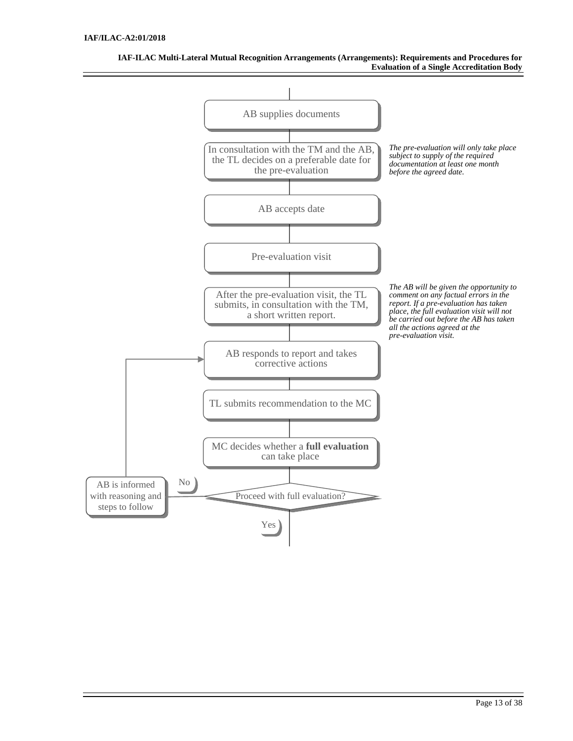AB supplies documents

In consultation with the TM and the AB, the TL decides on a preferable date for the pre-evaluation

*The pre-evaluation will only take place subject to supply of the required documentation at least one month before the agreed date.*

AB accepts date

Pre-evaluation visit

After the pre-evaluation visit, the TL submits, in consultation with the TM, a short written report.

*The AB will be given the opportunity to comment on any factual errors in the report. If a pre-evaluation has taken place, the full evaluation visit will not be carried out before the AB has taken all the actions agreed at the pre-evaluation visit.*

AB responds to report and takes corrective actions

TL submits recommendation to the MC

MC decides whether a **full evaluation** can take place

Proceed with full evaluation?

No → AB is informed with reasoning and steps to follow (→ AB responds to report and takes corrective actions)

Yes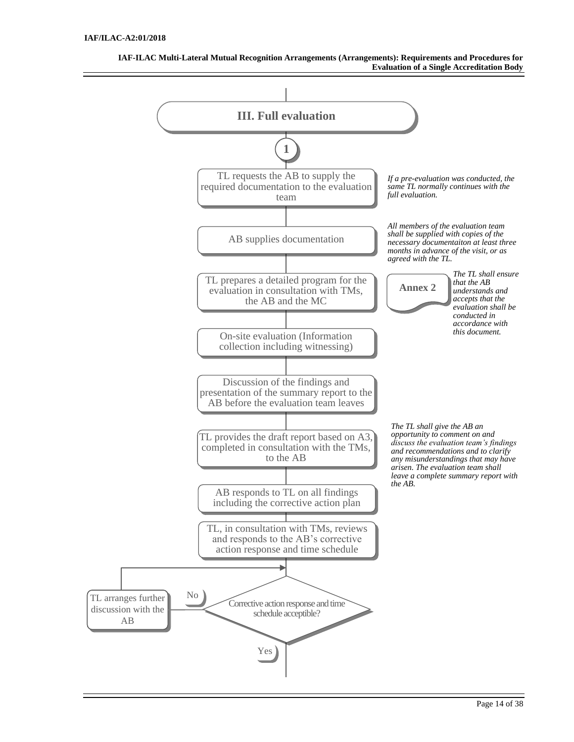## III. Full evaluation

**1**

TL requests the AB to supply the required documentation to the evaluation team

*If a pre-evaluation was conducted, the same TL normally continues with the full evaluation.*

AB supplies documentation

*All members of the evaluation team shall be supplied with copies of the necessary documentaiton at least three months in advance of the visit, or as agreed with the TL.*

TL prepares a detailed program for the evaluation in consultation with TMs, the AB and the MC

**Annex 2**

*The TL shall ensure that the AB understands and accepts that the evaluation shall be conducted in accordance with this document.*

On-site evaluation (Information collection including witnessing)

Discussion of the findings and presentation of the summary report to the AB before the evaluation team leaves

*The TL shall give the AB an opportunity to comment on and discuss the evaluation team's findings and recommendations and to clarify any misunderstandings that may have arisen. The evaluation team shall leave a complete summary report with the AB.*

TL provides the draft report based on A3, completed in consultation with the TMs, to the AB

AB responds to TL on all findings including the corrective action plan

TL, in consultation with TMs, reviews and responds to the AB's corrective action response and time schedule

Corrective action response and time schedule acceptable?

- No → TL arranges further discussion with the AB (returns to decision)
- Yes → continue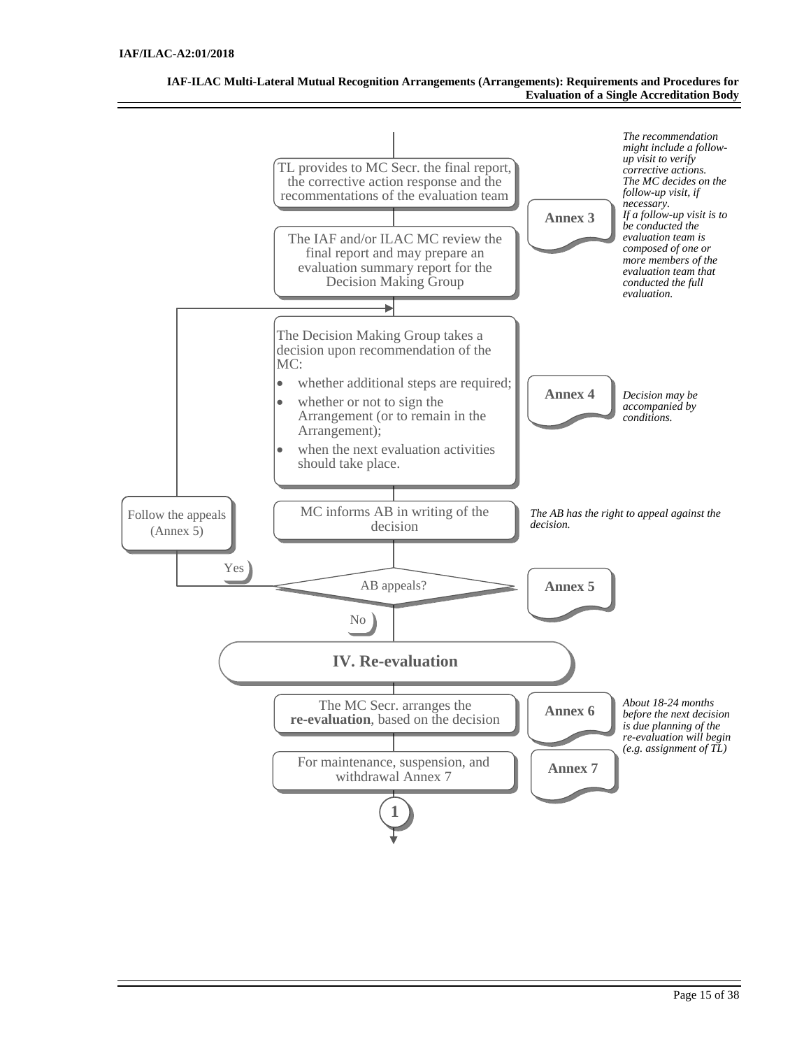TL provides to MC Secr. the final report, the corrective action response and the recommentations of the evaluation team

**Annex 3**

*The recommendation might include a follow-up visit to verify corrective actions. The MC decides on the follow-up visit, if necessary. If a follow-up visit is to be conducted the evaluation team is composed of one or more members of the evaluation team that conducted the full evaluation.*

The IAF and/or ILAC MC review the final report and may prepare an evaluation summary report for the Decision Making Group

The Decision Making Group takes a decision upon recommendation of the MC:

- whether additional steps are required;
- whether or not to sign the Arrangement (or to remain in the Arrangement);
- when the next evaluation activities should take place.

**Annex 4**

*Decision may be accompanied by conditions.*

MC informs AB in writing of the decision

*The AB has the right to appeal against the decision.*

AB appeals?

Yes → Follow the appeals (Annex 5)

No

**Annex 5**

## IV. Re-evaluation

The MC Secr. arranges the **re-evaluation**, based on the decision

**Annex 6**

*About 18-24 months before the next decision is due planning of the re-evaluation will begin (e.g. assignment of TL)*

For maintenance, suspension, and withdrawal Annex 7

**Annex 7**

1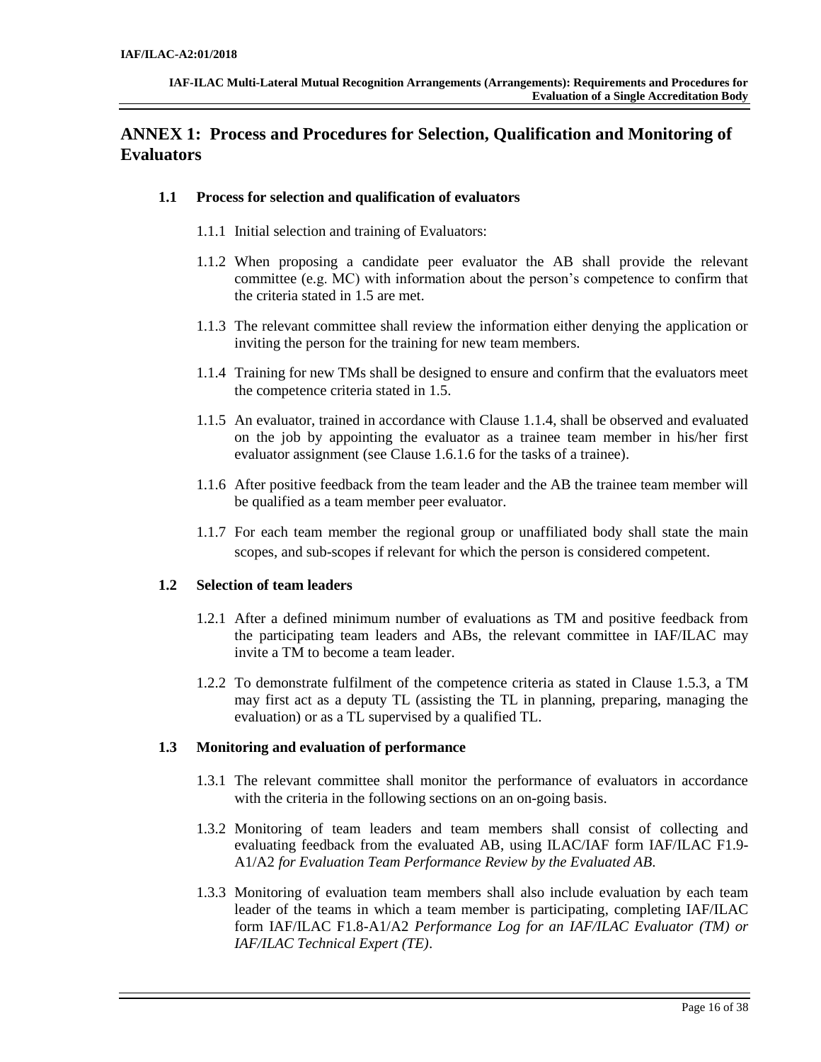# ANNEX 1: Process and Procedures for Selection, Qualification and Monitoring of Evaluators

## 1.1 Process for selection and qualification of evaluators

1.1.1 Initial selection and training of Evaluators:

1.1.2 When proposing a candidate peer evaluator the AB shall provide the relevant committee (e.g. MC) with information about the person's competence to confirm that the criteria stated in 1.5 are met.

1.1.3 The relevant committee shall review the information either denying the application or inviting the person for the training for new team members.

1.1.4 Training for new TMs shall be designed to ensure and confirm that the evaluators meet the competence criteria stated in 1.5.

1.1.5 An evaluator, trained in accordance with Clause 1.1.4, shall be observed and evaluated on the job by appointing the evaluator as a trainee team member in his/her first evaluator assignment (see Clause 1.6.1.6 for the tasks of a trainee).

1.1.6 After positive feedback from the team leader and the AB the trainee team member will be qualified as a team member peer evaluator.

1.1.7 For each team member the regional group or unaffiliated body shall state the main scopes, and sub-scopes if relevant for which the person is considered competent.

## 1.2 Selection of team leaders

1.2.1 After a defined minimum number of evaluations as TM and positive feedback from the participating team leaders and ABs, the relevant committee in IAF/ILAC may invite a TM to become a team leader.

1.2.2 To demonstrate fulfilment of the competence criteria as stated in Clause 1.5.3, a TM may first act as a deputy TL (assisting the TL in planning, preparing, managing the evaluation) or as a TL supervised by a qualified TL.

## 1.3 Monitoring and evaluation of performance

1.3.1 The relevant committee shall monitor the performance of evaluators in accordance with the criteria in the following sections on an on-going basis.

1.3.2 Monitoring of team leaders and team members shall consist of collecting and evaluating feedback from the evaluated AB, using ILAC/IAF form IAF/ILAC F1.9-A1/A2 *for Evaluation Team Performance Review by the Evaluated AB.*

1.3.3 Monitoring of evaluation team members shall also include evaluation by each team leader of the teams in which a team member is participating, completing IAF/ILAC form IAF/ILAC F1.8-A1/A2 *Performance Log for an IAF/ILAC Evaluator (TM) or IAF/ILAC Technical Expert (TE)*.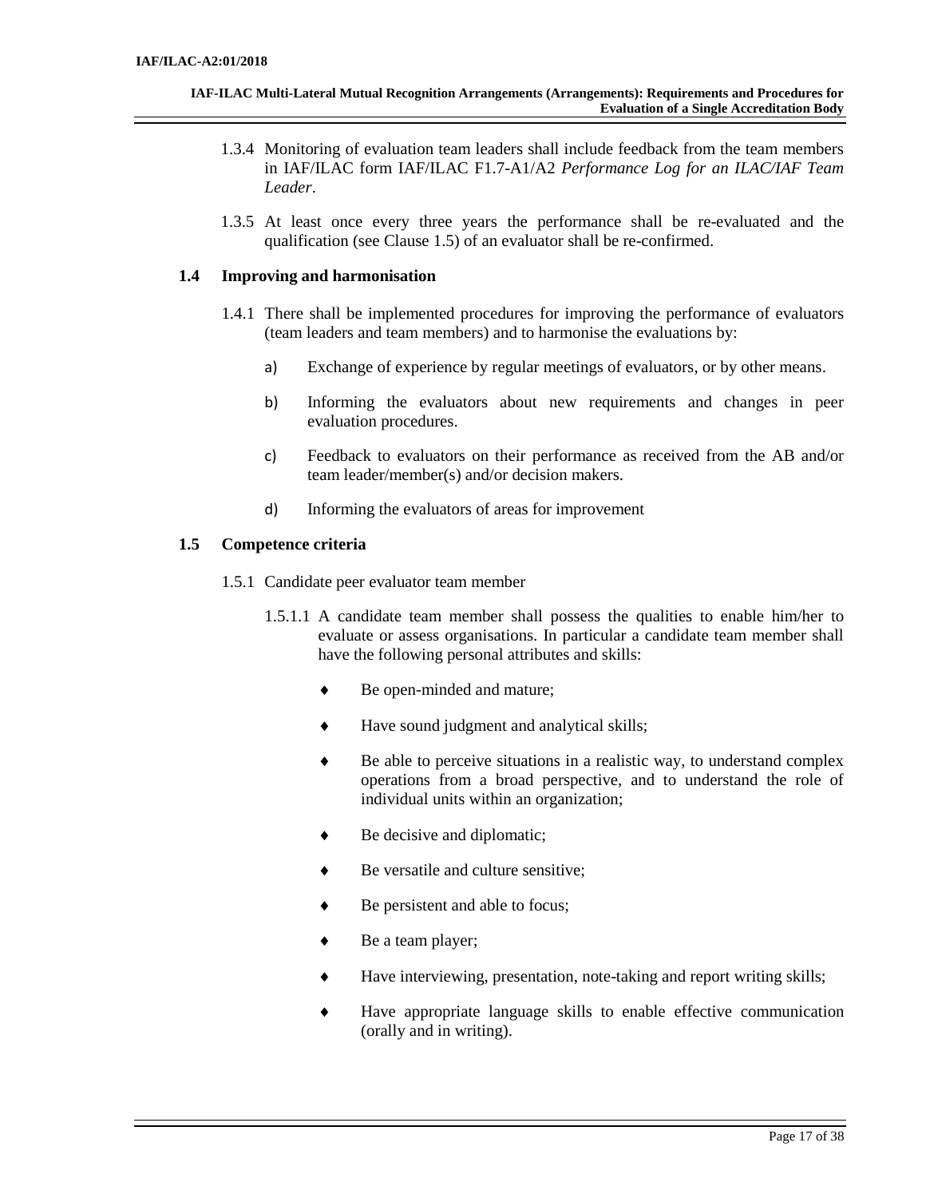1.3.4 Monitoring of evaluation team leaders shall include feedback from the team members in IAF/ILAC form IAF/ILAC F1.7-A1/A2 *Performance Log for an ILAC/IAF Team Leader*.

1.3.5 At least once every three years the performance shall be re-evaluated and the qualification (see Clause 1.5) of an evaluator shall be re-confirmed.

### 1.4 Improving and harmonisation

1.4.1 There shall be implemented procedures for improving the performance of evaluators (team leaders and team members) and to harmonise the evaluations by:

a) Exchange of experience by regular meetings of evaluators, or by other means.

b) Informing the evaluators about new requirements and changes in peer evaluation procedures.

c) Feedback to evaluators on their performance as received from the AB and/or team leader/member(s) and/or decision makers.

d) Informing the evaluators of areas for improvement

### 1.5 Competence criteria

1.5.1 Candidate peer evaluator team member

1.5.1.1 A candidate team member shall possess the qualities to enable him/her to evaluate or assess organisations. In particular a candidate team member shall have the following personal attributes and skills:

- Be open-minded and mature;
- Have sound judgment and analytical skills;
- Be able to perceive situations in a realistic way, to understand complex operations from a broad perspective, and to understand the role of individual units within an organization;
- Be decisive and diplomatic;
- Be versatile and culture sensitive;
- Be persistent and able to focus;
- Be a team player;
- Have interviewing, presentation, note-taking and report writing skills;
- Have appropriate language skills to enable effective communication (orally and in writing).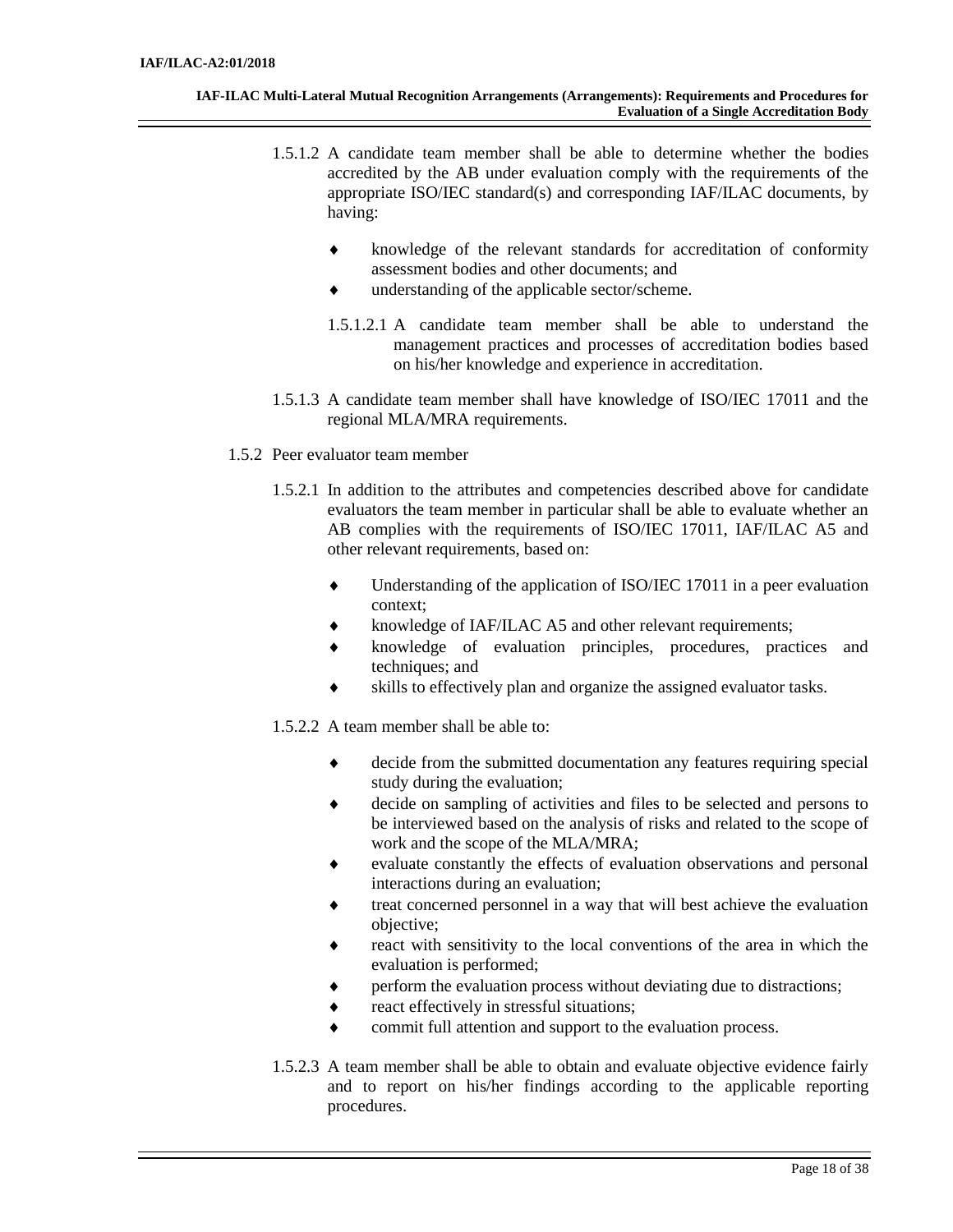1.5.1.2 A candidate team member shall be able to determine whether the bodies accredited by the AB under evaluation comply with the requirements of the appropriate ISO/IEC standard(s) and corresponding IAF/ILAC documents, by having:

- knowledge of the relevant standards for accreditation of conformity assessment bodies and other documents; and
- understanding of the applicable sector/scheme.

1.5.1.2.1 A candidate team member shall be able to understand the management practices and processes of accreditation bodies based on his/her knowledge and experience in accreditation.

1.5.1.3 A candidate team member shall have knowledge of ISO/IEC 17011 and the regional MLA/MRA requirements.

1.5.2 Peer evaluator team member

1.5.2.1 In addition to the attributes and competencies described above for candidate evaluators the team member in particular shall be able to evaluate whether an AB complies with the requirements of ISO/IEC 17011, IAF/ILAC A5 and other relevant requirements, based on:

- Understanding of the application of ISO/IEC 17011 in a peer evaluation context;
- knowledge of IAF/ILAC A5 and other relevant requirements;
- knowledge of evaluation principles, procedures, practices and techniques; and
- skills to effectively plan and organize the assigned evaluator tasks.

1.5.2.2 A team member shall be able to:

- decide from the submitted documentation any features requiring special study during the evaluation;
- decide on sampling of activities and files to be selected and persons to be interviewed based on the analysis of risks and related to the scope of work and the scope of the MLA/MRA;
- evaluate constantly the effects of evaluation observations and personal interactions during an evaluation;
- treat concerned personnel in a way that will best achieve the evaluation objective;
- react with sensitivity to the local conventions of the area in which the evaluation is performed;
- perform the evaluation process without deviating due to distractions;
- react effectively in stressful situations;
- commit full attention and support to the evaluation process.

1.5.2.3 A team member shall be able to obtain and evaluate objective evidence fairly and to report on his/her findings according to the applicable reporting procedures.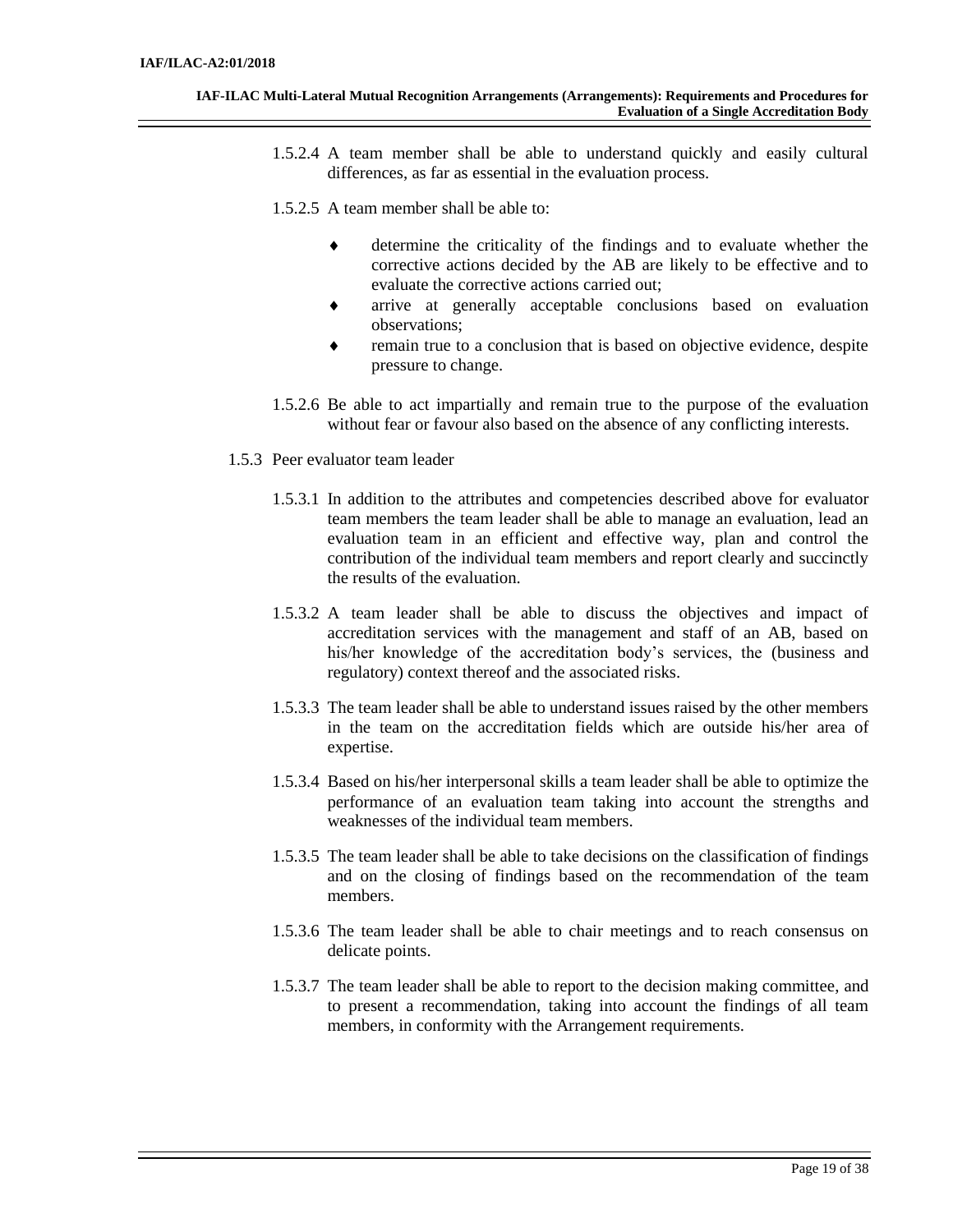1.5.2.4 A team member shall be able to understand quickly and easily cultural differences, as far as essential in the evaluation process.

1.5.2.5 A team member shall be able to:

- determine the criticality of the findings and to evaluate whether the corrective actions decided by the AB are likely to be effective and to evaluate the corrective actions carried out;
- arrive at generally acceptable conclusions based on evaluation observations;
- remain true to a conclusion that is based on objective evidence, despite pressure to change.

1.5.2.6 Be able to act impartially and remain true to the purpose of the evaluation without fear or favour also based on the absence of any conflicting interests.

1.5.3 Peer evaluator team leader

1.5.3.1 In addition to the attributes and competencies described above for evaluator team members the team leader shall be able to manage an evaluation, lead an evaluation team in an efficient and effective way, plan and control the contribution of the individual team members and report clearly and succinctly the results of the evaluation.

1.5.3.2 A team leader shall be able to discuss the objectives and impact of accreditation services with the management and staff of an AB, based on his/her knowledge of the accreditation body's services, the (business and regulatory) context thereof and the associated risks.

1.5.3.3 The team leader shall be able to understand issues raised by the other members in the team on the accreditation fields which are outside his/her area of expertise.

1.5.3.4 Based on his/her interpersonal skills a team leader shall be able to optimize the performance of an evaluation team taking into account the strengths and weaknesses of the individual team members.

1.5.3.5 The team leader shall be able to take decisions on the classification of findings and on the closing of findings based on the recommendation of the team members.

1.5.3.6 The team leader shall be able to chair meetings and to reach consensus on delicate points.

1.5.3.7 The team leader shall be able to report to the decision making committee, and to present a recommendation, taking into account the findings of all team members, in conformity with the Arrangement requirements.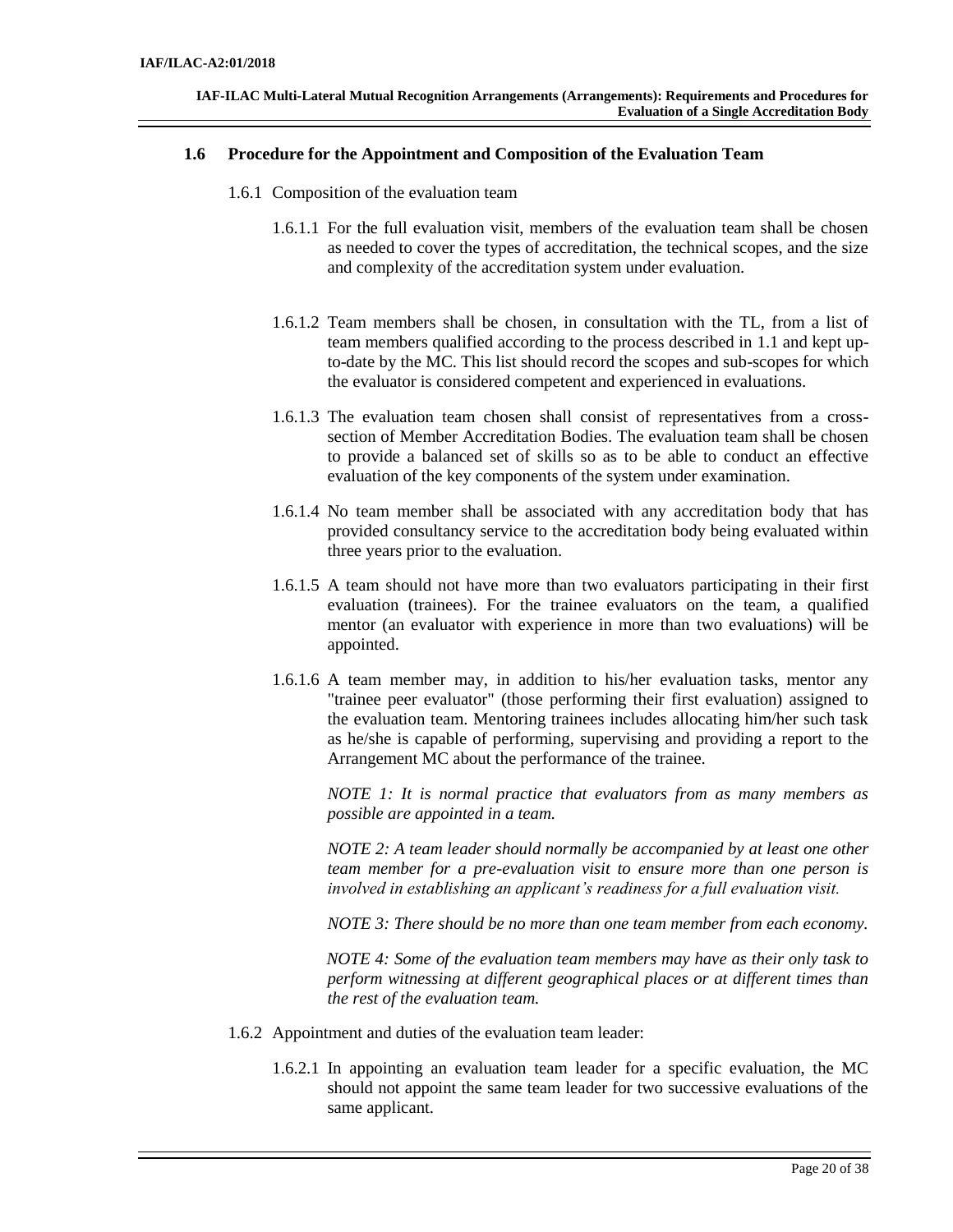### 1.6 Procedure for the Appointment and Composition of the Evaluation Team

1.6.1 Composition of the evaluation team

1.6.1.1 For the full evaluation visit, members of the evaluation team shall be chosen as needed to cover the types of accreditation, the technical scopes, and the size and complexity of the accreditation system under evaluation.

1.6.1.2 Team members shall be chosen, in consultation with the TL, from a list of team members qualified according to the process described in 1.1 and kept up-to-date by the MC. This list should record the scopes and sub-scopes for which the evaluator is considered competent and experienced in evaluations.

1.6.1.3 The evaluation team chosen shall consist of representatives from a cross-section of Member Accreditation Bodies. The evaluation team shall be chosen to provide a balanced set of skills so as to be able to conduct an effective evaluation of the key components of the system under examination.

1.6.1.4 No team member shall be associated with any accreditation body that has provided consultancy service to the accreditation body being evaluated within three years prior to the evaluation.

1.6.1.5 A team should not have more than two evaluators participating in their first evaluation (trainees). For the trainee evaluators on the team, a qualified mentor (an evaluator with experience in more than two evaluations) will be appointed.

1.6.1.6 A team member may, in addition to his/her evaluation tasks, mentor any "trainee peer evaluator" (those performing their first evaluation) assigned to the evaluation team. Mentoring trainees includes allocating him/her such task as he/she is capable of performing, supervising and providing a report to the Arrangement MC about the performance of the trainee.

*NOTE 1: It is normal practice that evaluators from as many members as possible are appointed in a team.*

*NOTE 2: A team leader should normally be accompanied by at least one other team member for a pre-evaluation visit to ensure more than one person is involved in establishing an applicant's readiness for a full evaluation visit.*

*NOTE 3: There should be no more than one team member from each economy.*

*NOTE 4: Some of the evaluation team members may have as their only task to perform witnessing at different geographical places or at different times than the rest of the evaluation team.*

1.6.2 Appointment and duties of the evaluation team leader:

1.6.2.1 In appointing an evaluation team leader for a specific evaluation, the MC should not appoint the same team leader for two successive evaluations of the same applicant.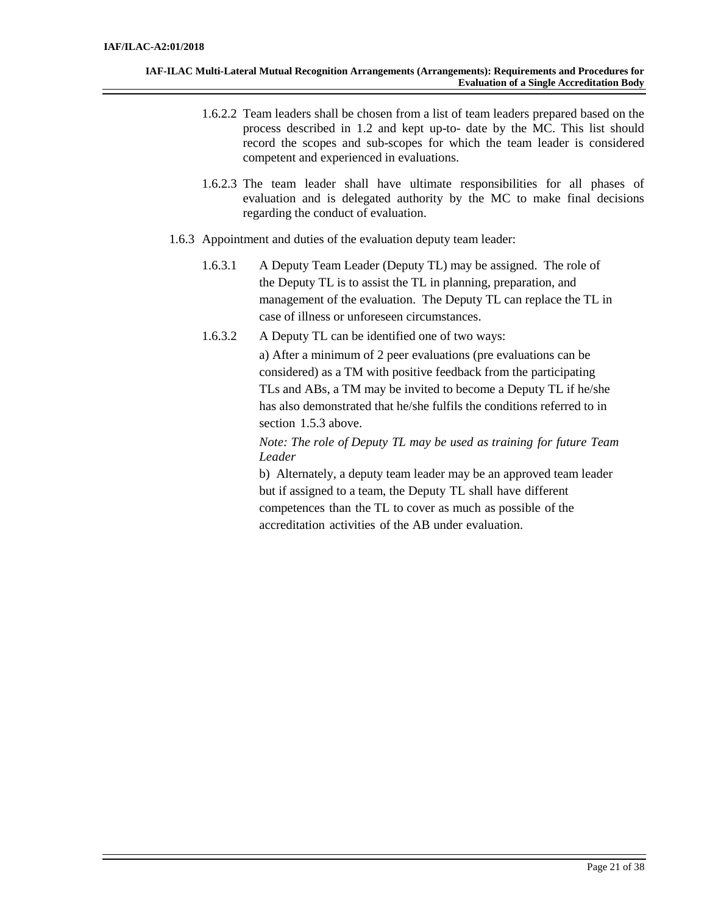1.6.2.2 Team leaders shall be chosen from a list of team leaders prepared based on the process described in 1.2 and kept up-to- date by the MC. This list should record the scopes and sub-scopes for which the team leader is considered competent and experienced in evaluations.

1.6.2.3 The team leader shall have ultimate responsibilities for all phases of evaluation and is delegated authority by the MC to make final decisions regarding the conduct of evaluation.

1.6.3 Appointment and duties of the evaluation deputy team leader:

1.6.3.1 A Deputy Team Leader (Deputy TL) may be assigned. The role of the Deputy TL is to assist the TL in planning, preparation, and management of the evaluation. The Deputy TL can replace the TL in case of illness or unforeseen circumstances.

1.6.3.2 A Deputy TL can be identified one of two ways:

a) After a minimum of 2 peer evaluations (pre evaluations can be considered) as a TM with positive feedback from the participating TLs and ABs, a TM may be invited to become a Deputy TL if he/she has also demonstrated that he/she fulfils the conditions referred to in section 1.5.3 above.

*Note: The role of Deputy TL may be used as training for future Team Leader*

b) Alternately, a deputy team leader may be an approved team leader but if assigned to a team, the Deputy TL shall have different competences than the TL to cover as much as possible of the accreditation activities of the AB under evaluation.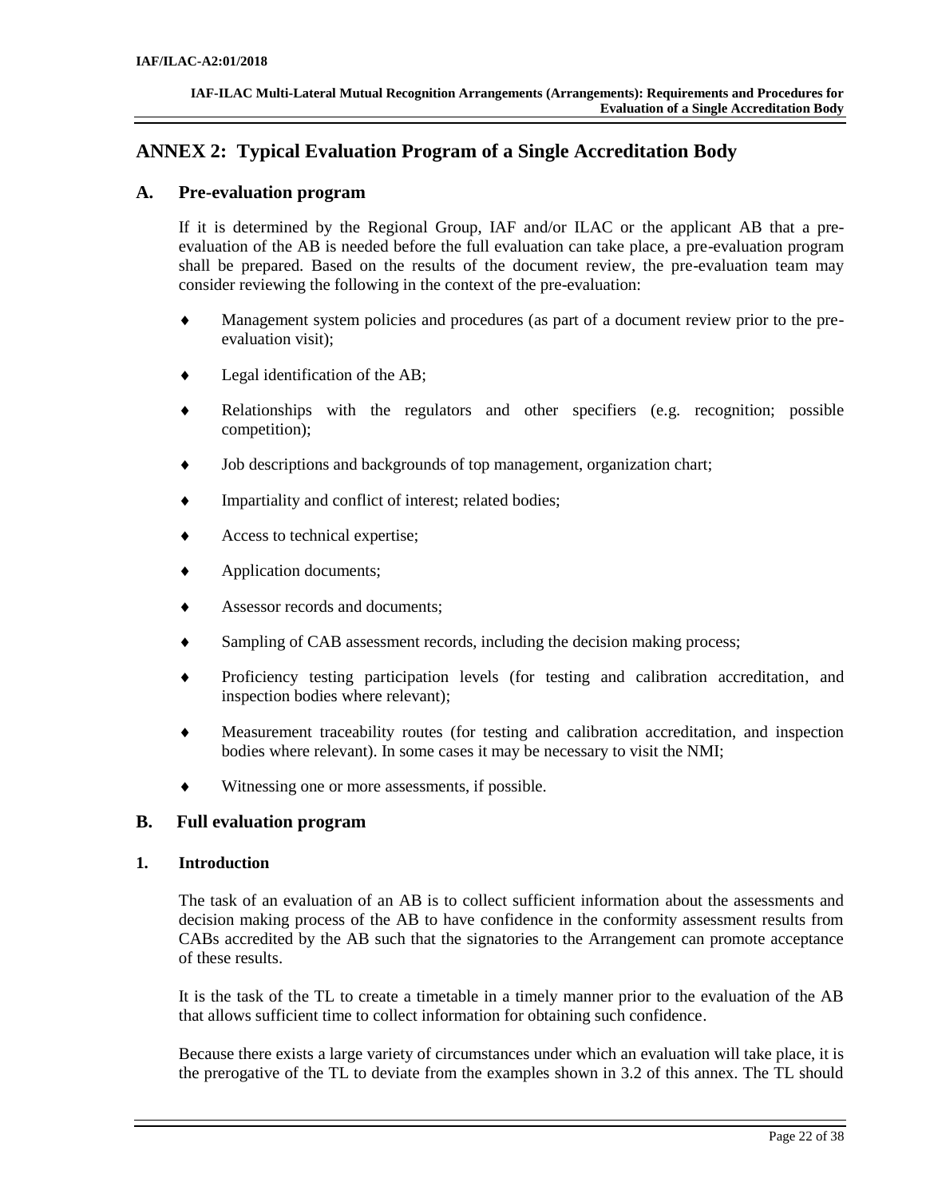## ANNEX 2: Typical Evaluation Program of a Single Accreditation Body

### A. Pre-evaluation program

If it is determined by the Regional Group, IAF and/or ILAC or the applicant AB that a pre-evaluation of the AB is needed before the full evaluation can take place, a pre-evaluation program shall be prepared. Based on the results of the document review, the pre-evaluation team may consider reviewing the following in the context of the pre-evaluation:

- Management system policies and procedures (as part of a document review prior to the pre-evaluation visit);
- Legal identification of the AB;
- Relationships with the regulators and other specifiers (e.g. recognition; possible competition);
- Job descriptions and backgrounds of top management, organization chart;
- Impartiality and conflict of interest; related bodies;
- Access to technical expertise;
- Application documents;
- Assessor records and documents;
- Sampling of CAB assessment records, including the decision making process;
- Proficiency testing participation levels (for testing and calibration accreditation, and inspection bodies where relevant);
- Measurement traceability routes (for testing and calibration accreditation, and inspection bodies where relevant). In some cases it may be necessary to visit the NMI;
- Witnessing one or more assessments, if possible.

### B. Full evaluation program

#### 1. Introduction

The task of an evaluation of an AB is to collect sufficient information about the assessments and decision making process of the AB to have confidence in the conformity assessment results from CABs accredited by the AB such that the signatories to the Arrangement can promote acceptance of these results.

It is the task of the TL to create a timetable in a timely manner prior to the evaluation of the AB that allows sufficient time to collect information for obtaining such confidence.

Because there exists a large variety of circumstances under which an evaluation will take place, it is the prerogative of the TL to deviate from the examples shown in 3.2 of this annex. The TL should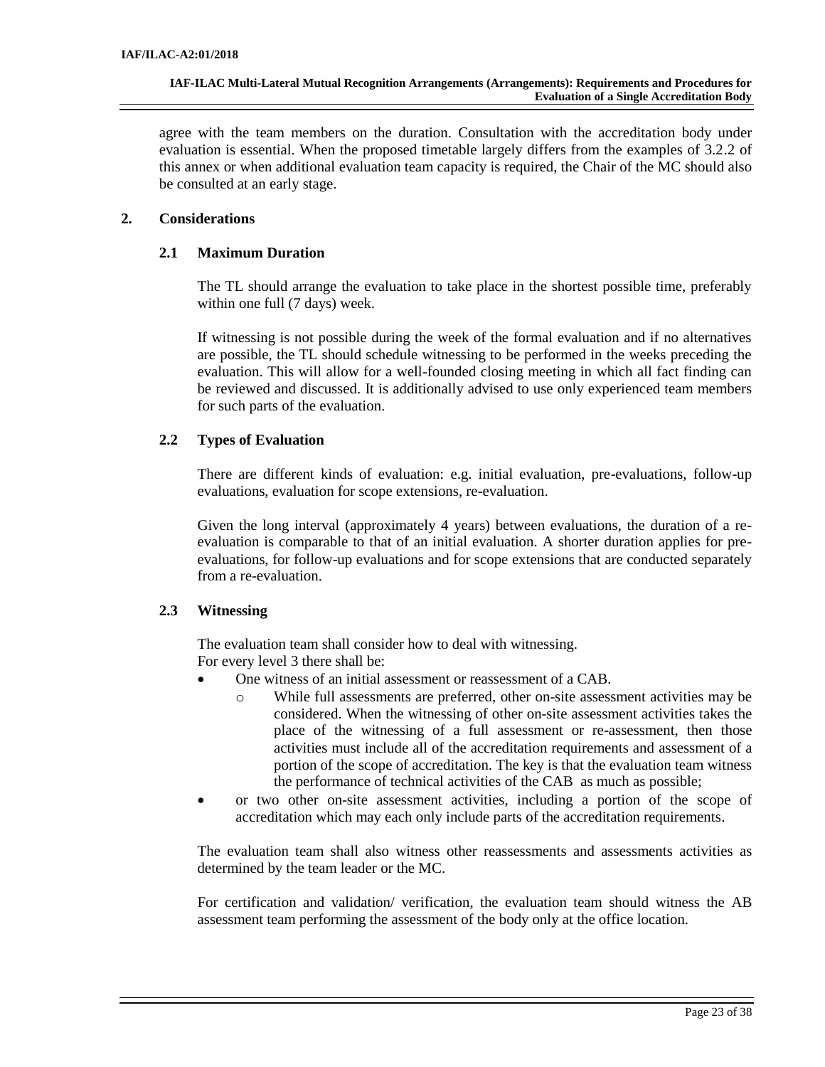agree with the team members on the duration. Consultation with the accreditation body under evaluation is essential. When the proposed timetable largely differs from the examples of 3.2.2 of this annex or when additional evaluation team capacity is required, the Chair of the MC should also be consulted at an early stage.

## 2. Considerations

### 2.1 Maximum Duration

The TL should arrange the evaluation to take place in the shortest possible time, preferably within one full (7 days) week.

If witnessing is not possible during the week of the formal evaluation and if no alternatives are possible, the TL should schedule witnessing to be performed in the weeks preceding the evaluation. This will allow for a well-founded closing meeting in which all fact finding can be reviewed and discussed. It is additionally advised to use only experienced team members for such parts of the evaluation.

### 2.2 Types of Evaluation

There are different kinds of evaluation: e.g. initial evaluation, pre-evaluations, follow-up evaluations, evaluation for scope extensions, re-evaluation.

Given the long interval (approximately 4 years) between evaluations, the duration of a re-evaluation is comparable to that of an initial evaluation. A shorter duration applies for pre-evaluations, for follow-up evaluations and for scope extensions that are conducted separately from a re-evaluation.

### 2.3 Witnessing

The evaluation team shall consider how to deal with witnessing.
For every level 3 there shall be:

- One witness of an initial assessment or reassessment of a CAB.
  - While full assessments are preferred, other on-site assessment activities may be considered. When the witnessing of other on-site assessment activities takes the place of the witnessing of a full assessment or re-assessment, then those activities must include all of the accreditation requirements and assessment of a portion of the scope of accreditation. The key is that the evaluation team witness the performance of technical activities of the CAB as much as possible;
- or two other on-site assessment activities, including a portion of the scope of accreditation which may each only include parts of the accreditation requirements.

The evaluation team shall also witness other reassessments and assessments activities as determined by the team leader or the MC.

For certification and validation/ verification, the evaluation team should witness the AB assessment team performing the assessment of the body only at the office location.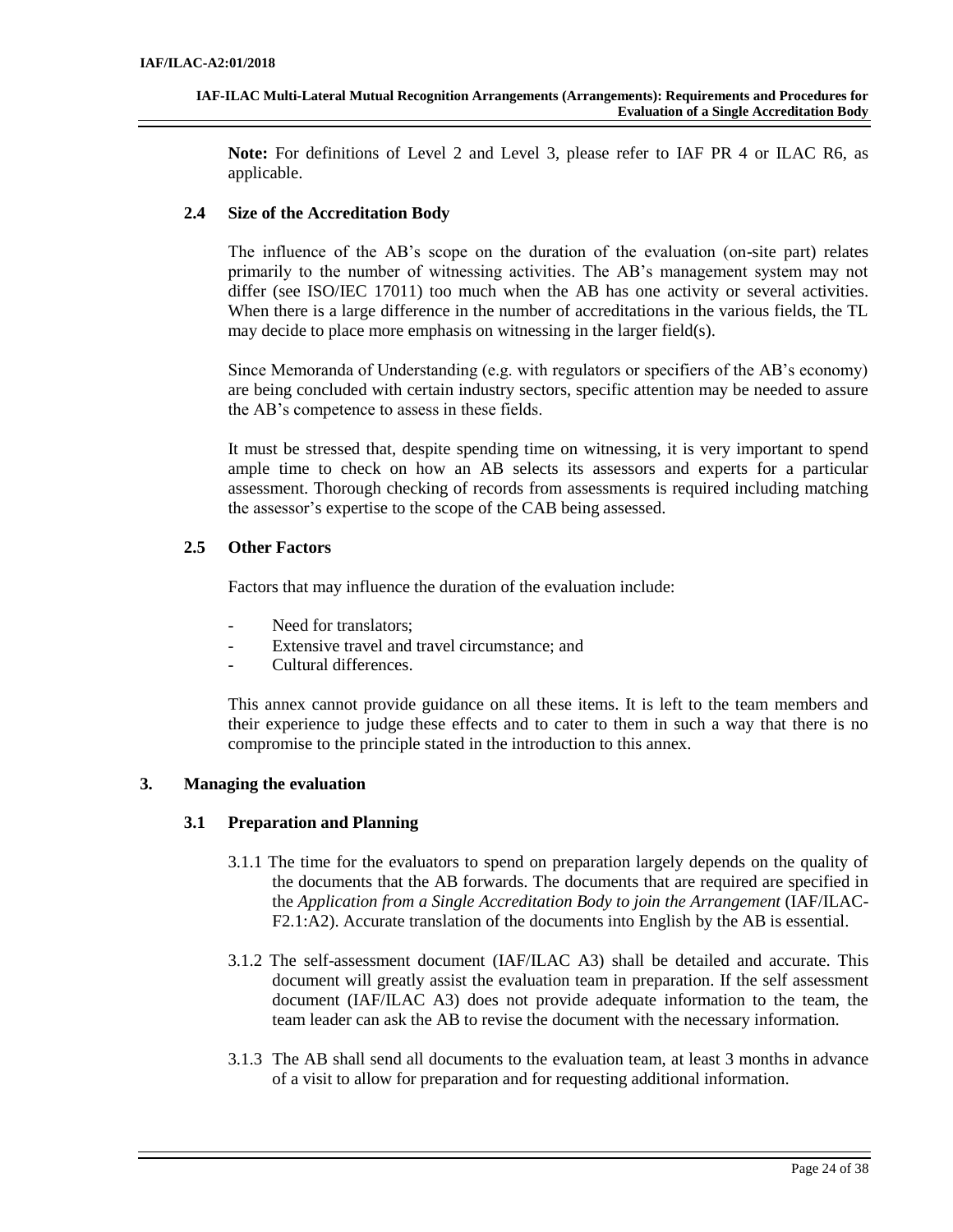**Note:** For definitions of Level 2 and Level 3, please refer to IAF PR 4 or ILAC R6, as applicable.

### 2.4 Size of the Accreditation Body

The influence of the AB's scope on the duration of the evaluation (on-site part) relates primarily to the number of witnessing activities. The AB's management system may not differ (see ISO/IEC 17011) too much when the AB has one activity or several activities. When there is a large difference in the number of accreditations in the various fields, the TL may decide to place more emphasis on witnessing in the larger field(s).

Since Memoranda of Understanding (e.g. with regulators or specifiers of the AB's economy) are being concluded with certain industry sectors, specific attention may be needed to assure the AB's competence to assess in these fields.

It must be stressed that, despite spending time on witnessing, it is very important to spend ample time to check on how an AB selects its assessors and experts for a particular assessment. Thorough checking of records from assessments is required including matching the assessor's expertise to the scope of the CAB being assessed.

### 2.5 Other Factors

Factors that may influence the duration of the evaluation include:

- Need for translators;
- Extensive travel and travel circumstance; and
- Cultural differences.

This annex cannot provide guidance on all these items. It is left to the team members and their experience to judge these effects and to cater to them in such a way that there is no compromise to the principle stated in the introduction to this annex.

## 3. Managing the evaluation

### 3.1 Preparation and Planning

3.1.1 The time for the evaluators to spend on preparation largely depends on the quality of the documents that the AB forwards. The documents that are required are specified in the *Application from a Single Accreditation Body to join the Arrangement* (IAF/ILAC-F2.1:A2). Accurate translation of the documents into English by the AB is essential.

3.1.2 The self-assessment document (IAF/ILAC A3) shall be detailed and accurate. This document will greatly assist the evaluation team in preparation. If the self assessment document (IAF/ILAC A3) does not provide adequate information to the team, the team leader can ask the AB to revise the document with the necessary information.

3.1.3 The AB shall send all documents to the evaluation team, at least 3 months in advance of a visit to allow for preparation and for requesting additional information.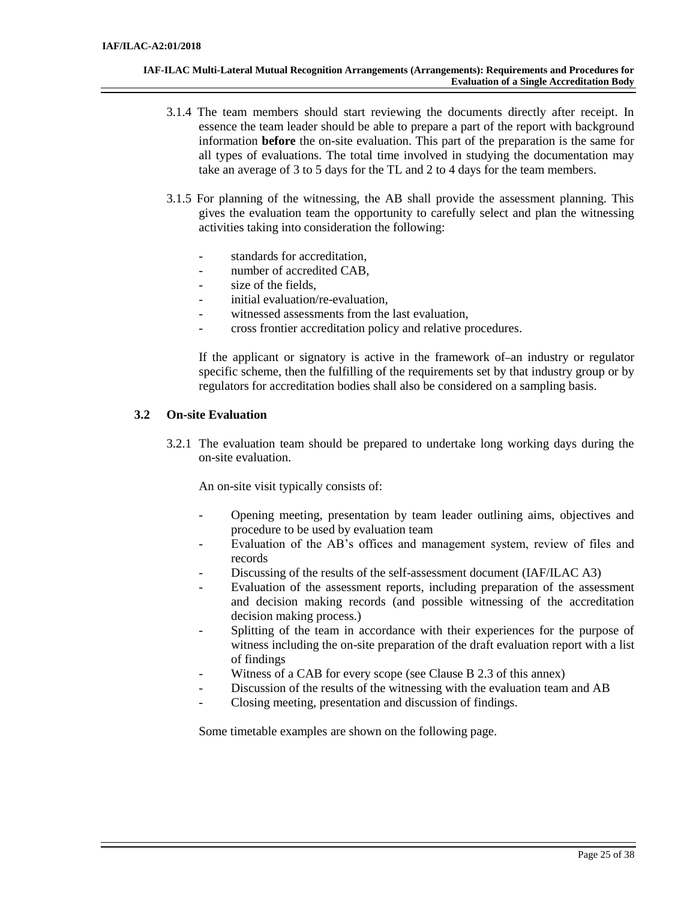3.1.4 The team members should start reviewing the documents directly after receipt. In essence the team leader should be able to prepare a part of the report with background information **before** the on-site evaluation. This part of the preparation is the same for all types of evaluations. The total time involved in studying the documentation may take an average of 3 to 5 days for the TL and 2 to 4 days for the team members.

3.1.5 For planning of the witnessing, the AB shall provide the assessment planning. This gives the evaluation team the opportunity to carefully select and plan the witnessing activities taking into consideration the following:

- standards for accreditation,
- number of accredited CAB,
- size of the fields,
- initial evaluation/re-evaluation,
- witnessed assessments from the last evaluation,
- cross frontier accreditation policy and relative procedures.

If the applicant or signatory is active in the framework of an industry or regulator specific scheme, then the fulfilling of the requirements set by that industry group or by regulators for accreditation bodies shall also be considered on a sampling basis.

### 3.2 On-site Evaluation

3.2.1 The evaluation team should be prepared to undertake long working days during the on-site evaluation.

An on-site visit typically consists of:

- Opening meeting, presentation by team leader outlining aims, objectives and procedure to be used by evaluation team
- Evaluation of the AB's offices and management system, review of files and records
- Discussing of the results of the self-assessment document (IAF/ILAC A3)
- Evaluation of the assessment reports, including preparation of the assessment and decision making records (and possible witnessing of the accreditation decision making process.)
- Splitting of the team in accordance with their experiences for the purpose of witness including the on-site preparation of the draft evaluation report with a list of findings
- Witness of a CAB for every scope (see Clause B 2.3 of this annex)
- Discussion of the results of the witnessing with the evaluation team and AB
- Closing meeting, presentation and discussion of findings.

Some timetable examples are shown on the following page.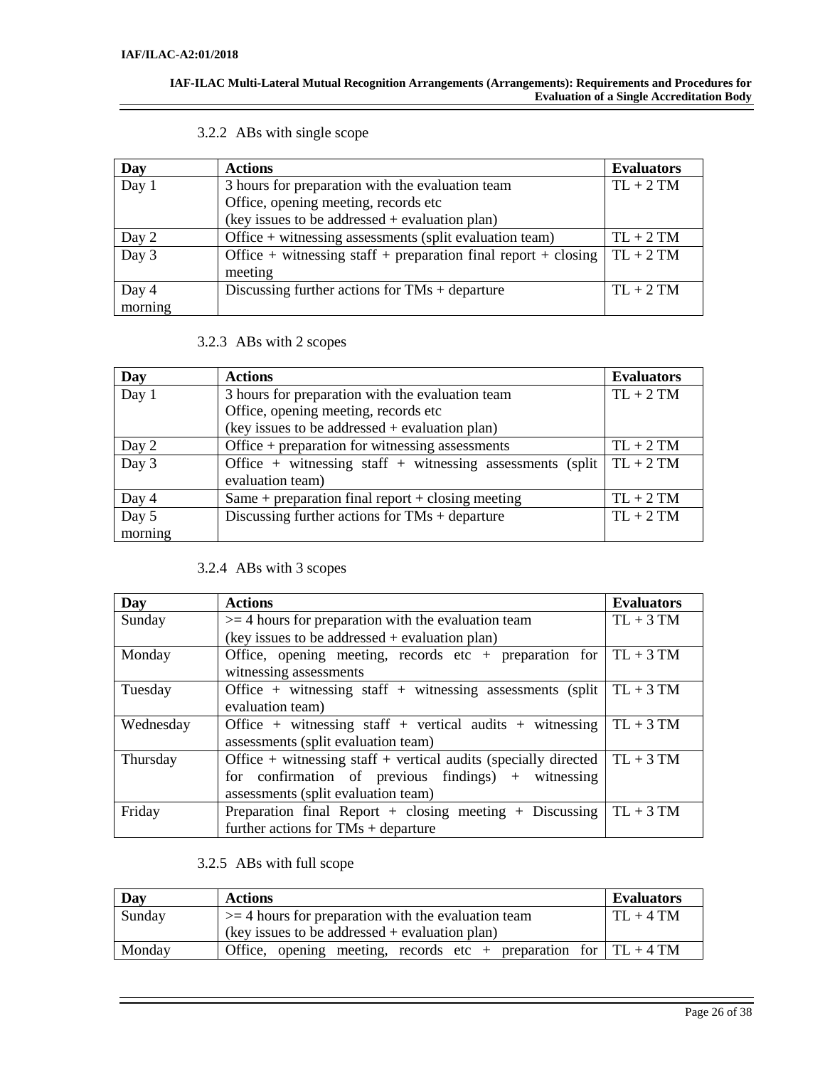### 3.2.2 ABs with single scope

| Day | Actions | Evaluators |
|---|---|---|
| Day 1 | 3 hours for preparation with the evaluation team<br>Office, opening meeting, records etc<br>(key issues to be addressed + evaluation plan) | TL + 2 TM |
| Day 2 | Office + witnessing assessments (split evaluation team) | TL + 2 TM |
| Day 3 | Office + witnessing staff + preparation final report + closing meeting | TL + 2 TM |
| Day 4 morning | Discussing further actions for TMs + departure | TL + 2 TM |

### 3.2.3 ABs with 2 scopes

| Day | Actions | Evaluators |
|---|---|---|
| Day 1 | 3 hours for preparation with the evaluation team<br>Office, opening meeting, records etc<br>(key issues to be addressed + evaluation plan) | TL + 2 TM |
| Day 2 | Office + preparation for witnessing assessments | TL + 2 TM |
| Day 3 | Office + witnessing staff + witnessing assessments (split evaluation team) | TL + 2 TM |
| Day 4 | Same + preparation final report + closing meeting | TL + 2 TM |
| Day 5 morning | Discussing further actions for TMs + departure | TL + 2 TM |

### 3.2.4 ABs with 3 scopes

| Day | Actions | Evaluators |
|---|---|---|
| Sunday | >= 4 hours for preparation with the evaluation team<br>(key issues to be addressed + evaluation plan) | TL + 3 TM |
| Monday | Office, opening meeting, records etc + preparation for witnessing assessments | TL + 3 TM |
| Tuesday | Office + witnessing staff + witnessing assessments (split evaluation team) | TL + 3 TM |
| Wednesday | Office + witnessing staff + vertical audits + witnessing assessments (split evaluation team) | TL + 3 TM |
| Thursday | Office + witnessing staff + vertical audits (specially directed for confirmation of previous findings) + witnessing assessments (split evaluation team) | TL + 3 TM |
| Friday | Preparation final Report + closing meeting + Discussing further actions for TMs + departure | TL + 3 TM |

### 3.2.5 ABs with full scope

| Day | Actions | Evaluators |
|---|---|---|
| Sunday | >= 4 hours for preparation with the evaluation team<br>(key issues to be addressed + evaluation plan) | TL + 4 TM |
| Monday | Office, opening meeting, records etc + preparation for | TL + 4 TM |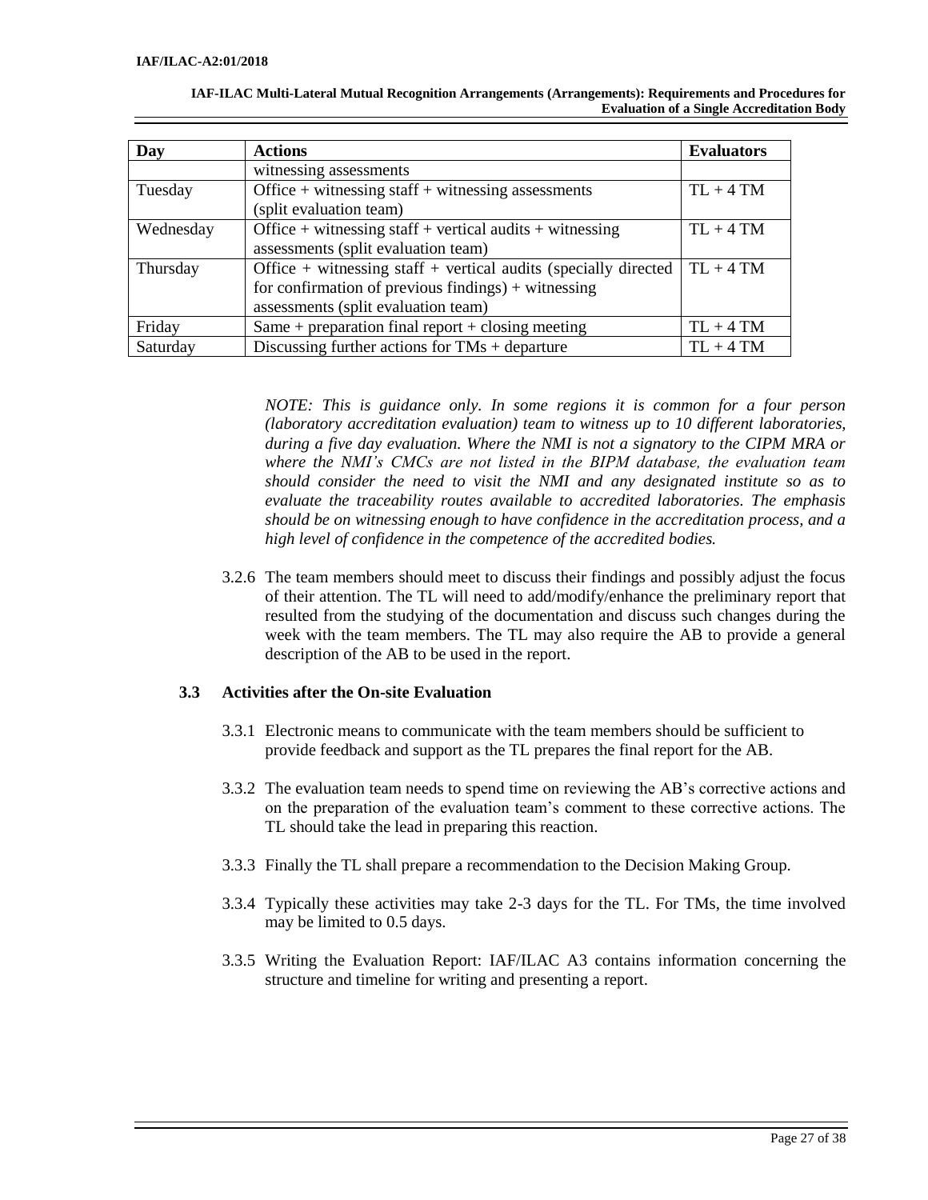| Day | Actions | Evaluators |
|---|---|---|
| | witnessing assessments | |
| Tuesday | Office + witnessing staff + witnessing assessments (split evaluation team) | TL + 4 TM |
| Wednesday | Office + witnessing staff + vertical audits + witnessing assessments (split evaluation team) | TL + 4 TM |
| Thursday | Office + witnessing staff + vertical audits (specially directed for confirmation of previous findings) + witnessing assessments (split evaluation team) | TL + 4 TM |
| Friday | Same + preparation final report + closing meeting | TL + 4 TM |
| Saturday | Discussing further actions for TMs + departure | TL + 4 TM |

*NOTE: This is guidance only. In some regions it is common for a four person (laboratory accreditation evaluation) team to witness up to 10 different laboratories, during a five day evaluation. Where the NMI is not a signatory to the CIPM MRA or where the NMI's CMCs are not listed in the BIPM database, the evaluation team should consider the need to visit the NMI and any designated institute so as to evaluate the traceability routes available to accredited laboratories. The emphasis should be on witnessing enough to have confidence in the accreditation process, and a high level of confidence in the competence of the accredited bodies.*

3.2.6 The team members should meet to discuss their findings and possibly adjust the focus of their attention. The TL will need to add/modify/enhance the preliminary report that resulted from the studying of the documentation and discuss such changes during the week with the team members. The TL may also require the AB to provide a general description of the AB to be used in the report.

### 3.3 Activities after the On-site Evaluation

3.3.1 Electronic means to communicate with the team members should be sufficient to provide feedback and support as the TL prepares the final report for the AB.

3.3.2 The evaluation team needs to spend time on reviewing the AB's corrective actions and on the preparation of the evaluation team's comment to these corrective actions. The TL should take the lead in preparing this reaction.

3.3.3 Finally the TL shall prepare a recommendation to the Decision Making Group.

3.3.4 Typically these activities may take 2-3 days for the TL. For TMs, the time involved may be limited to 0.5 days.

3.3.5 Writing the Evaluation Report: IAF/ILAC A3 contains information concerning the structure and timeline for writing and presenting a report.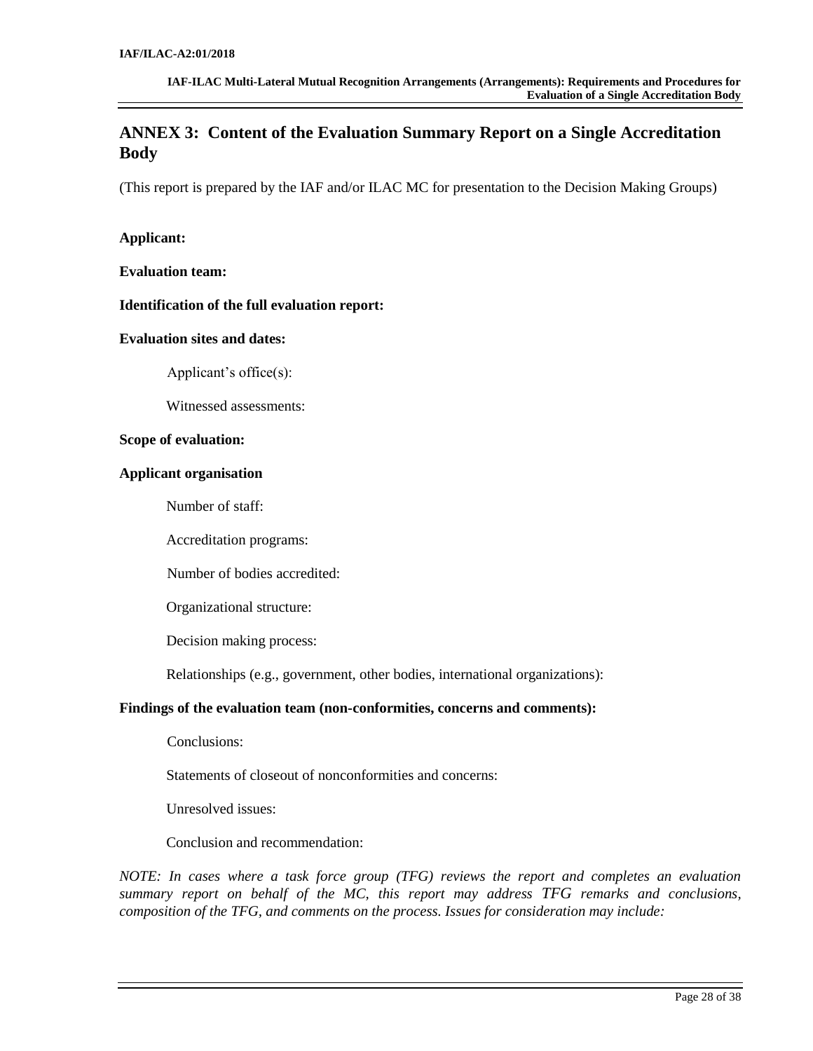## ANNEX 3: Content of the Evaluation Summary Report on a Single Accreditation Body

(This report is prepared by the IAF and/or ILAC MC for presentation to the Decision Making Groups)

**Applicant:**

**Evaluation team:**

**Identification of the full evaluation report:**

**Evaluation sites and dates:**

Applicant's office(s):

Witnessed assessments:

**Scope of evaluation:**

**Applicant organisation**

Number of staff:

Accreditation programs:

Number of bodies accredited:

Organizational structure:

Decision making process:

Relationships (e.g., government, other bodies, international organizations):

**Findings of the evaluation team (non-conformities, concerns and comments):**

Conclusions:

Statements of closeout of nonconformities and concerns:

Unresolved issues:

Conclusion and recommendation:

*NOTE: In cases where a task force group (TFG) reviews the report and completes an evaluation summary report on behalf of the MC, this report may address TFG remarks and conclusions, composition of the TFG, and comments on the process. Issues for consideration may include:*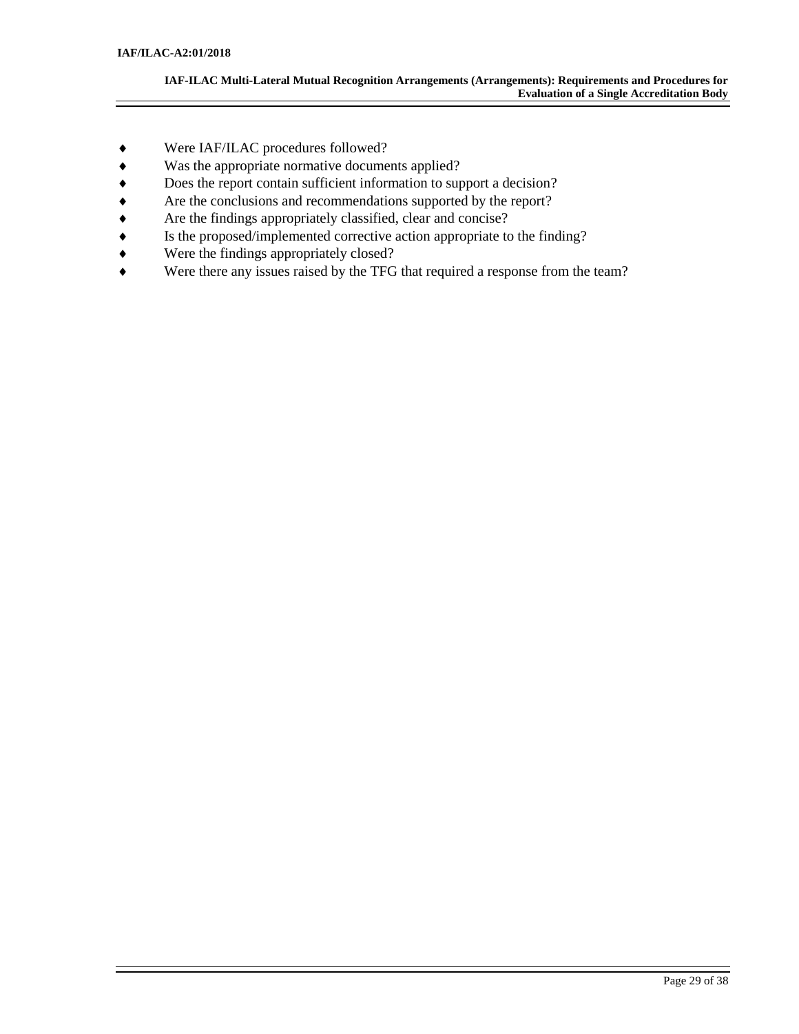- Were IAF/ILAC procedures followed?
- Was the appropriate normative documents applied?
- Does the report contain sufficient information to support a decision?
- Are the conclusions and recommendations supported by the report?
- Are the findings appropriately classified, clear and concise?
- Is the proposed/implemented corrective action appropriate to the finding?
- Were the findings appropriately closed?
- Were there any issues raised by the TFG that required a response from the team?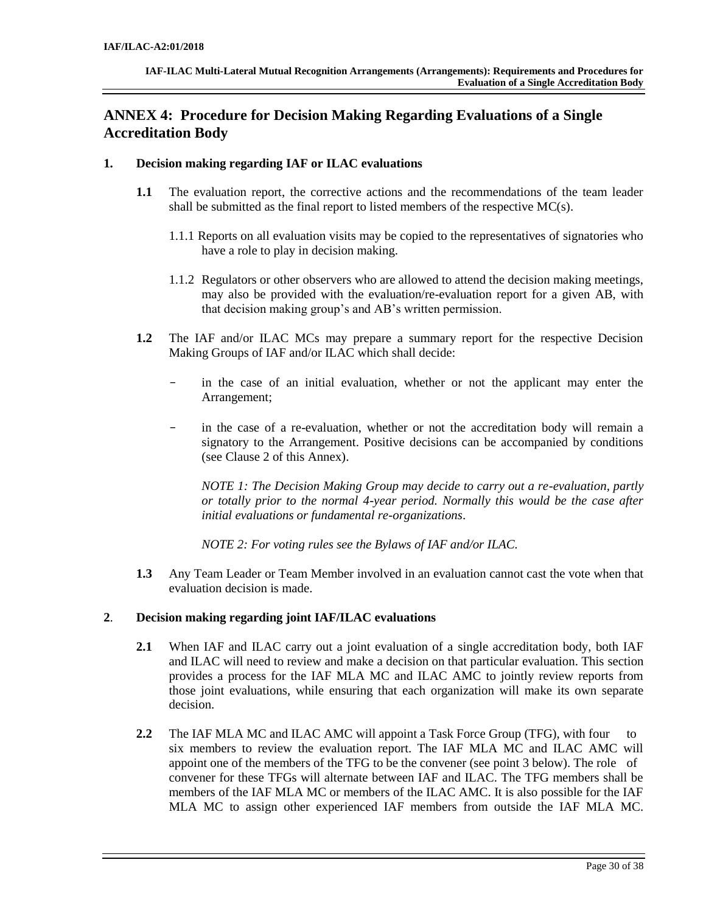# ANNEX 4: Procedure for Decision Making Regarding Evaluations of a Single Accreditation Body

## 1. Decision making regarding IAF or ILAC evaluations

**1.1** The evaluation report, the corrective actions and the recommendations of the team leader shall be submitted as the final report to listed members of the respective MC(s).

1.1.1 Reports on all evaluation visits may be copied to the representatives of signatories who have a role to play in decision making.

1.1.2 Regulators or other observers who are allowed to attend the decision making meetings, may also be provided with the evaluation/re-evaluation report for a given AB, with that decision making group's and AB's written permission.

**1.2** The IAF and/or ILAC MCs may prepare a summary report for the respective Decision Making Groups of IAF and/or ILAC which shall decide:

- in the case of an initial evaluation, whether or not the applicant may enter the Arrangement;
- in the case of a re-evaluation, whether or not the accreditation body will remain a signatory to the Arrangement. Positive decisions can be accompanied by conditions (see Clause 2 of this Annex).

*NOTE 1: The Decision Making Group may decide to carry out a re-evaluation, partly or totally prior to the normal 4-year period. Normally this would be the case after initial evaluations or fundamental re-organizations.*

*NOTE 2: For voting rules see the Bylaws of IAF and/or ILAC.*

**1.3** Any Team Leader or Team Member involved in an evaluation cannot cast the vote when that evaluation decision is made.

## 2. Decision making regarding joint IAF/ILAC evaluations

**2.1** When IAF and ILAC carry out a joint evaluation of a single accreditation body, both IAF and ILAC will need to review and make a decision on that particular evaluation. This section provides a process for the IAF MLA MC and ILAC AMC to jointly review reports from those joint evaluations, while ensuring that each organization will make its own separate decision.

**2.2** The IAF MLA MC and ILAC AMC will appoint a Task Force Group (TFG), with four to six members to review the evaluation report. The IAF MLA MC and ILAC AMC will appoint one of the members of the TFG to be the convener (see point 3 below). The role of convener for these TFGs will alternate between IAF and ILAC. The TFG members shall be members of the IAF MLA MC or members of the ILAC AMC. It is also possible for the IAF MLA MC to assign other experienced IAF members from outside the IAF MLA MC.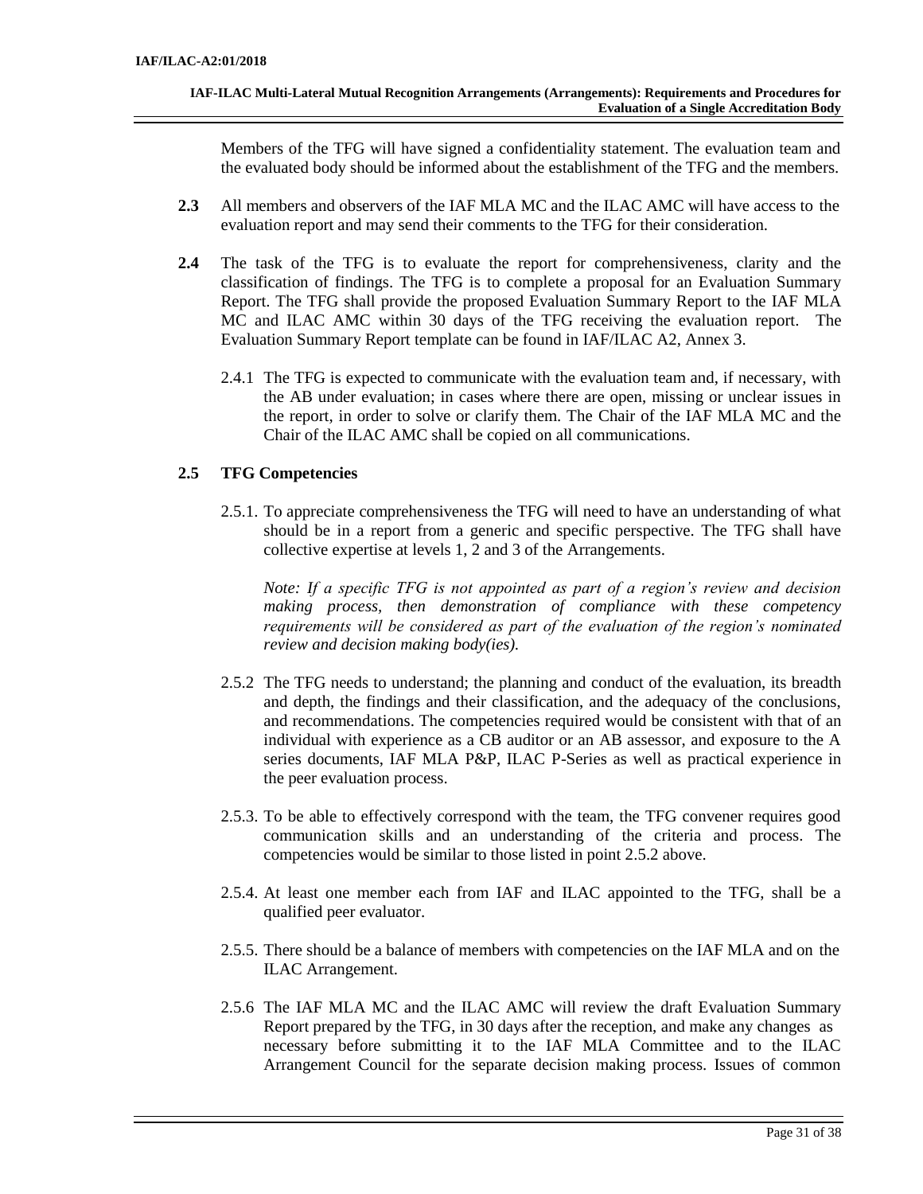Members of the TFG will have signed a confidentiality statement. The evaluation team and the evaluated body should be informed about the establishment of the TFG and the members.

**2.3** All members and observers of the IAF MLA MC and the ILAC AMC will have access to the evaluation report and may send their comments to the TFG for their consideration.

**2.4** The task of the TFG is to evaluate the report for comprehensiveness, clarity and the classification of findings. The TFG is to complete a proposal for an Evaluation Summary Report. The TFG shall provide the proposed Evaluation Summary Report to the IAF MLA MC and ILAC AMC within 30 days of the TFG receiving the evaluation report. The Evaluation Summary Report template can be found in IAF/ILAC A2, Annex 3.

2.4.1 The TFG is expected to communicate with the evaluation team and, if necessary, with the AB under evaluation; in cases where there are open, missing or unclear issues in the report, in order to solve or clarify them. The Chair of the IAF MLA MC and the Chair of the ILAC AMC shall be copied on all communications.

**2.5 TFG Competencies**

2.5.1. To appreciate comprehensiveness the TFG will need to have an understanding of what should be in a report from a generic and specific perspective. The TFG shall have collective expertise at levels 1, 2 and 3 of the Arrangements.

*Note: If a specific TFG is not appointed as part of a region's review and decision making process, then demonstration of compliance with these competency requirements will be considered as part of the evaluation of the region's nominated review and decision making body(ies).*

2.5.2 The TFG needs to understand; the planning and conduct of the evaluation, its breadth and depth, the findings and their classification, and the adequacy of the conclusions, and recommendations. The competencies required would be consistent with that of an individual with experience as a CB auditor or an AB assessor, and exposure to the A series documents, IAF MLA P&P, ILAC P-Series as well as practical experience in the peer evaluation process.

2.5.3. To be able to effectively correspond with the team, the TFG convener requires good communication skills and an understanding of the criteria and process. The competencies would be similar to those listed in point 2.5.2 above.

2.5.4. At least one member each from IAF and ILAC appointed to the TFG, shall be a qualified peer evaluator.

2.5.5. There should be a balance of members with competencies on the IAF MLA and on the ILAC Arrangement.

2.5.6 The IAF MLA MC and the ILAC AMC will review the draft Evaluation Summary Report prepared by the TFG, in 30 days after the reception, and make any changes as necessary before submitting it to the IAF MLA Committee and to the ILAC Arrangement Council for the separate decision making process. Issues of common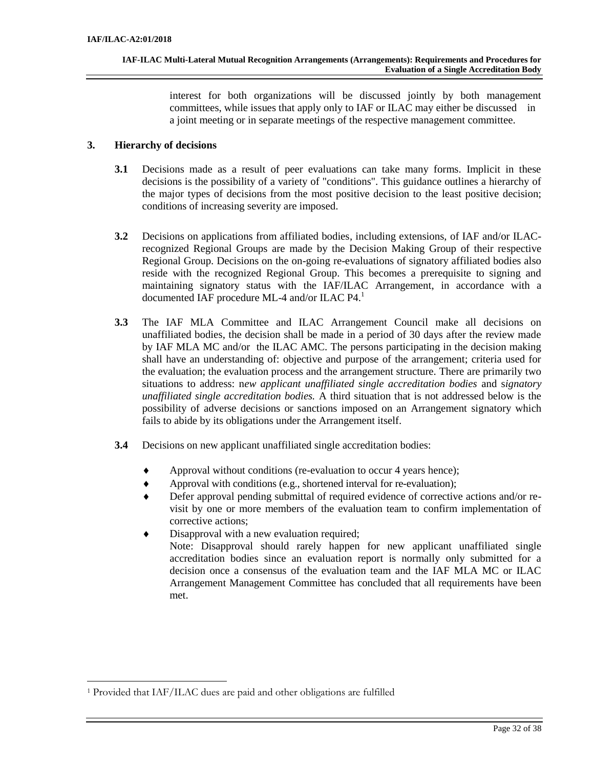interest for both organizations will be discussed jointly by both management committees, while issues that apply only to IAF or ILAC may either be discussed in a joint meeting or in separate meetings of the respective management committee.

## 3. Hierarchy of decisions

**3.1** Decisions made as a result of peer evaluations can take many forms. Implicit in these decisions is the possibility of a variety of "conditions". This guidance outlines a hierarchy of the major types of decisions from the most positive decision to the least positive decision; conditions of increasing severity are imposed.

**3.2** Decisions on applications from affiliated bodies, including extensions, of IAF and/or ILAC-recognized Regional Groups are made by the Decision Making Group of their respective Regional Group. Decisions on the on-going re-evaluations of signatory affiliated bodies also reside with the recognized Regional Group. This becomes a prerequisite to signing and maintaining signatory status with the IAF/ILAC Arrangement, in accordance with a documented IAF procedure ML-4 and/or ILAC P4.[1]

**3.3** The IAF MLA Committee and ILAC Arrangement Council make all decisions on unaffiliated bodies, the decision shall be made in a period of 30 days after the review made by IAF MLA MC and/or the ILAC AMC. The persons participating in the decision making shall have an understanding of: objective and purpose of the arrangement; criteria used for the evaluation; the evaluation process and the arrangement structure. There are primarily two situations to address: n*ew applicant unaffiliated single accreditation bodies* and s*ignatory unaffiliated single accreditation bodies.* A third situation that is not addressed below is the possibility of adverse decisions or sanctions imposed on an Arrangement signatory which fails to abide by its obligations under the Arrangement itself.

**3.4** Decisions on new applicant unaffiliated single accreditation bodies:

- Approval without conditions (re-evaluation to occur 4 years hence);
- Approval with conditions (e.g., shortened interval for re-evaluation);
- Defer approval pending submittal of required evidence of corrective actions and/or re-visit by one or more members of the evaluation team to confirm implementation of corrective actions;
- Disapproval with a new evaluation required;
  Note: Disapproval should rarely happen for new applicant unaffiliated single accreditation bodies since an evaluation report is normally only submitted for a decision once a consensus of the evaluation team and the IAF MLA MC or ILAC Arrangement Management Committee has concluded that all requirements have been met.

---

[1] Provided that IAF/ILAC dues are paid and other obligations are fulfilled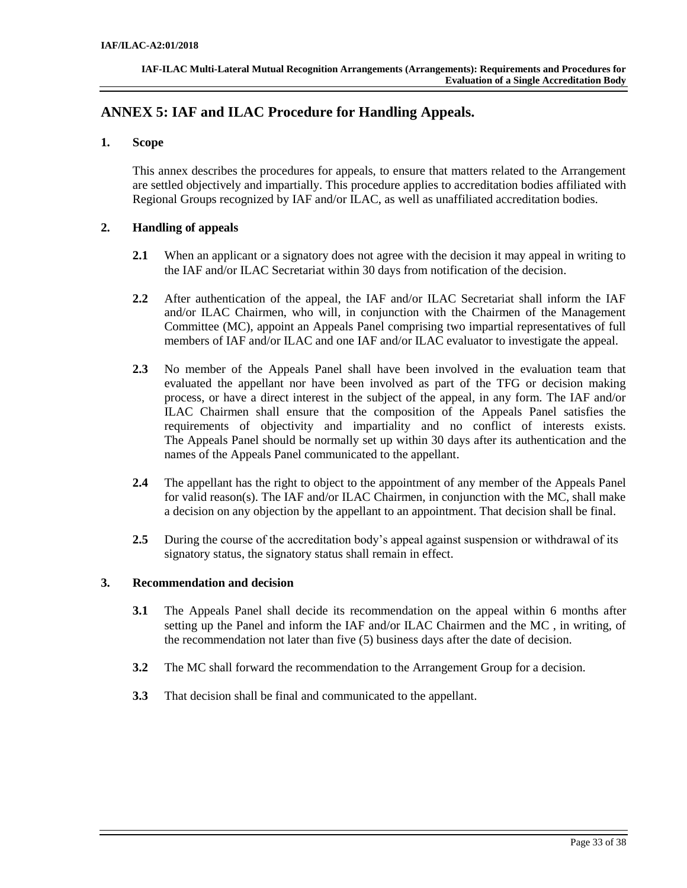## ANNEX 5: IAF and ILAC Procedure for Handling Appeals.

### 1. Scope

This annex describes the procedures for appeals, to ensure that matters related to the Arrangement are settled objectively and impartially. This procedure applies to accreditation bodies affiliated with Regional Groups recognized by IAF and/or ILAC, as well as unaffiliated accreditation bodies.

### 2. Handling of appeals

**2.1** When an applicant or a signatory does not agree with the decision it may appeal in writing to the IAF and/or ILAC Secretariat within 30 days from notification of the decision.

**2.2** After authentication of the appeal, the IAF and/or ILAC Secretariat shall inform the IAF and/or ILAC Chairmen, who will, in conjunction with the Chairmen of the Management Committee (MC), appoint an Appeals Panel comprising two impartial representatives of full members of IAF and/or ILAC and one IAF and/or ILAC evaluator to investigate the appeal.

**2.3** No member of the Appeals Panel shall have been involved in the evaluation team that evaluated the appellant nor have been involved as part of the TFG or decision making process, or have a direct interest in the subject of the appeal, in any form. The IAF and/or ILAC Chairmen shall ensure that the composition of the Appeals Panel satisfies the requirements of objectivity and impartiality and no conflict of interests exists. The Appeals Panel should be normally set up within 30 days after its authentication and the names of the Appeals Panel communicated to the appellant.

**2.4** The appellant has the right to object to the appointment of any member of the Appeals Panel for valid reason(s). The IAF and/or ILAC Chairmen, in conjunction with the MC, shall make a decision on any objection by the appellant to an appointment. That decision shall be final.

**2.5** During the course of the accreditation body's appeal against suspension or withdrawal of its signatory status, the signatory status shall remain in effect.

### 3. Recommendation and decision

**3.1** The Appeals Panel shall decide its recommendation on the appeal within 6 months after setting up the Panel and inform the IAF and/or ILAC Chairmen and the MC , in writing, of the recommendation not later than five (5) business days after the date of decision.

**3.2** The MC shall forward the recommendation to the Arrangement Group for a decision.

**3.3** That decision shall be final and communicated to the appellant.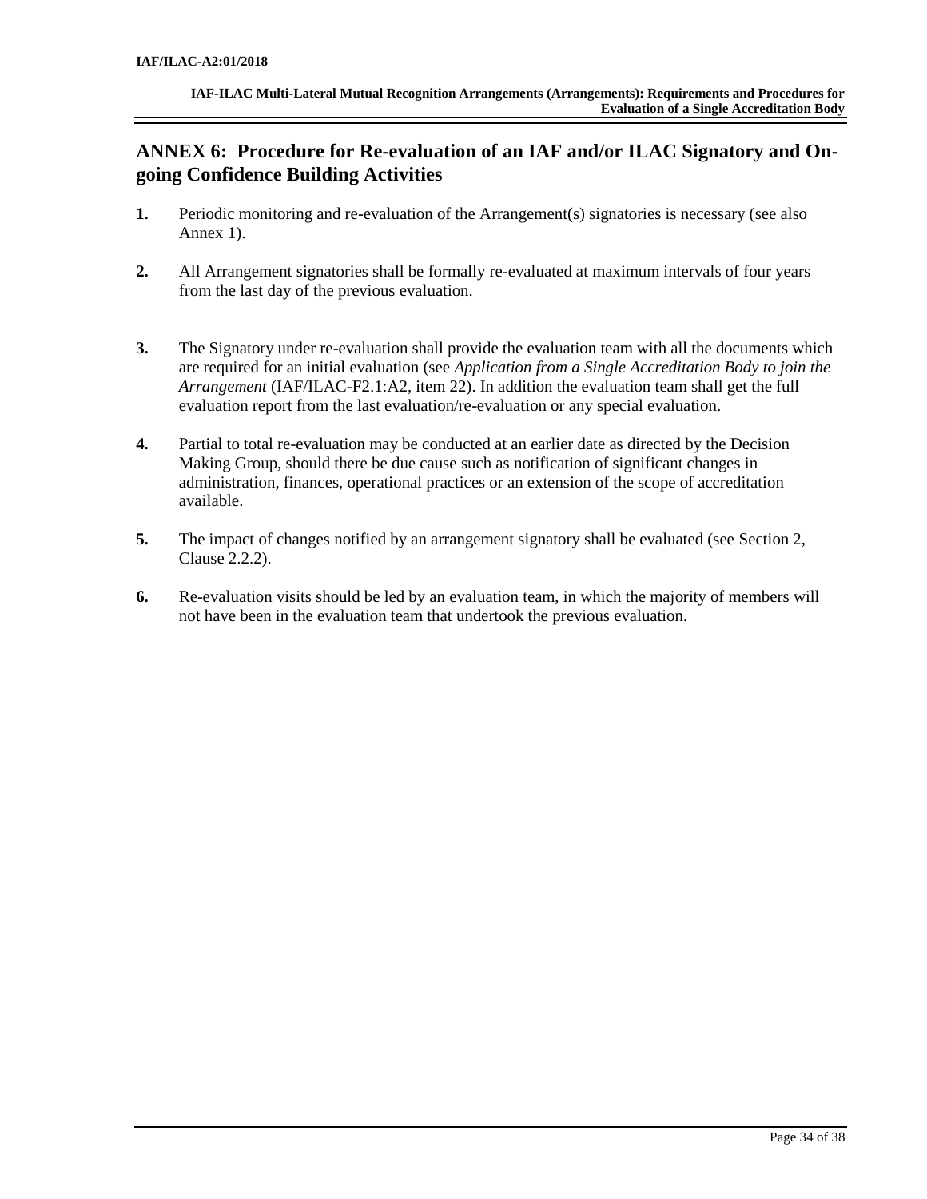## ANNEX 6: Procedure for Re-evaluation of an IAF and/or ILAC Signatory and On-going Confidence Building Activities

**1.** Periodic monitoring and re-evaluation of the Arrangement(s) signatories is necessary (see also Annex 1).

**2.** All Arrangement signatories shall be formally re-evaluated at maximum intervals of four years from the last day of the previous evaluation.

**3.** The Signatory under re-evaluation shall provide the evaluation team with all the documents which are required for an initial evaluation (see *Application from a Single Accreditation Body to join the Arrangement* (IAF/ILAC-F2.1:A2, item 22). In addition the evaluation team shall get the full evaluation report from the last evaluation/re-evaluation or any special evaluation.

**4.** Partial to total re-evaluation may be conducted at an earlier date as directed by the Decision Making Group, should there be due cause such as notification of significant changes in administration, finances, operational practices or an extension of the scope of accreditation available.

**5.** The impact of changes notified by an arrangement signatory shall be evaluated (see Section 2, Clause 2.2.2).

**6.** Re-evaluation visits should be led by an evaluation team, in which the majority of members will not have been in the evaluation team that undertook the previous evaluation.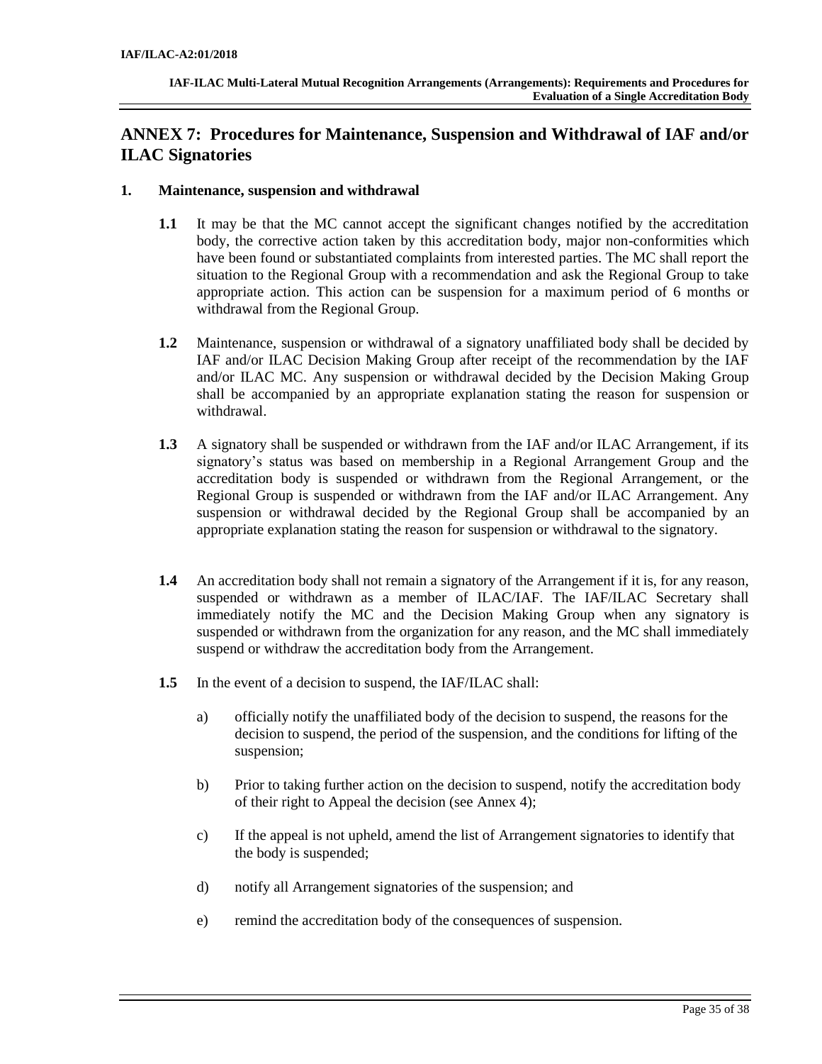# ANNEX 7: Procedures for Maintenance, Suspension and Withdrawal of IAF and/or ILAC Signatories

## 1. Maintenance, suspension and withdrawal

**1.1** It may be that the MC cannot accept the significant changes notified by the accreditation body, the corrective action taken by this accreditation body, major non-conformities which have been found or substantiated complaints from interested parties. The MC shall report the situation to the Regional Group with a recommendation and ask the Regional Group to take appropriate action. This action can be suspension for a maximum period of 6 months or withdrawal from the Regional Group.

**1.2** Maintenance, suspension or withdrawal of a signatory unaffiliated body shall be decided by IAF and/or ILAC Decision Making Group after receipt of the recommendation by the IAF and/or ILAC MC. Any suspension or withdrawal decided by the Decision Making Group shall be accompanied by an appropriate explanation stating the reason for suspension or withdrawal.

**1.3** A signatory shall be suspended or withdrawn from the IAF and/or ILAC Arrangement, if its signatory's status was based on membership in a Regional Arrangement Group and the accreditation body is suspended or withdrawn from the Regional Arrangement, or the Regional Group is suspended or withdrawn from the IAF and/or ILAC Arrangement. Any suspension or withdrawal decided by the Regional Group shall be accompanied by an appropriate explanation stating the reason for suspension or withdrawal to the signatory.

**1.4** An accreditation body shall not remain a signatory of the Arrangement if it is, for any reason, suspended or withdrawn as a member of ILAC/IAF. The IAF/ILAC Secretary shall immediately notify the MC and the Decision Making Group when any signatory is suspended or withdrawn from the organization for any reason, and the MC shall immediately suspend or withdraw the accreditation body from the Arrangement.

**1.5** In the event of a decision to suspend, the IAF/ILAC shall:

a) officially notify the unaffiliated body of the decision to suspend, the reasons for the decision to suspend, the period of the suspension, and the conditions for lifting of the suspension;

b) Prior to taking further action on the decision to suspend, notify the accreditation body of their right to Appeal the decision (see Annex 4);

c) If the appeal is not upheld, amend the list of Arrangement signatories to identify that the body is suspended;

d) notify all Arrangement signatories of the suspension; and

e) remind the accreditation body of the consequences of suspension.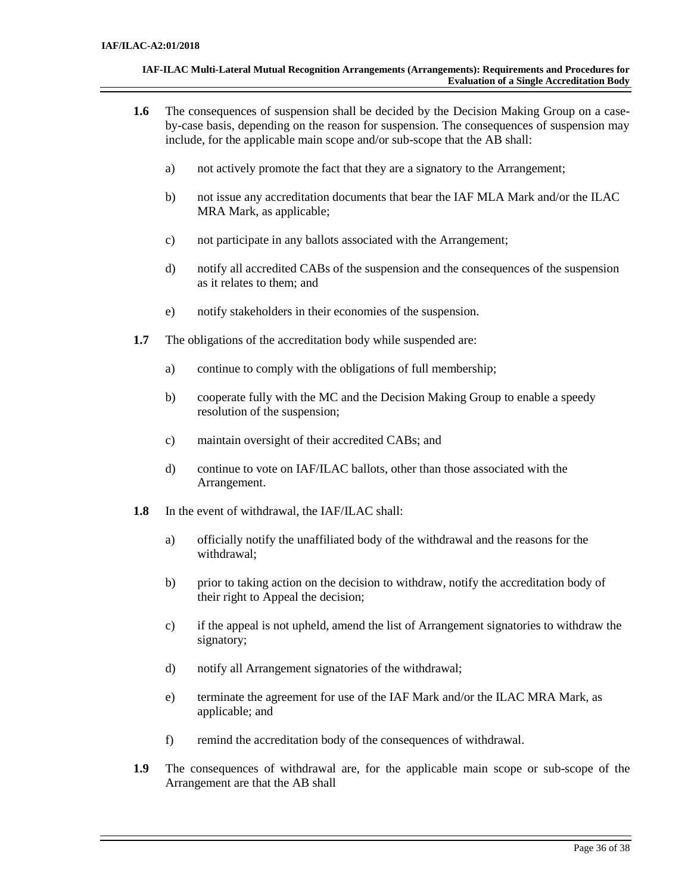**1.6** The consequences of suspension shall be decided by the Decision Making Group on a case-by-case basis, depending on the reason for suspension. The consequences of suspension may include, for the applicable main scope and/or sub-scope that the AB shall:

a) not actively promote the fact that they are a signatory to the Arrangement;

b) not issue any accreditation documents that bear the IAF MLA Mark and/or the ILAC MRA Mark, as applicable;

c) not participate in any ballots associated with the Arrangement;

d) notify all accredited CABs of the suspension and the consequences of the suspension as it relates to them; and

e) notify stakeholders in their economies of the suspension.

**1.7** The obligations of the accreditation body while suspended are:

a) continue to comply with the obligations of full membership;

b) cooperate fully with the MC and the Decision Making Group to enable a speedy resolution of the suspension;

c) maintain oversight of their accredited CABs; and

d) continue to vote on IAF/ILAC ballots, other than those associated with the Arrangement.

**1.8** In the event of withdrawal, the IAF/ILAC shall:

a) officially notify the unaffiliated body of the withdrawal and the reasons for the withdrawal;

b) prior to taking action on the decision to withdraw, notify the accreditation body of their right to Appeal the decision;

c) if the appeal is not upheld, amend the list of Arrangement signatories to withdraw the signatory;

d) notify all Arrangement signatories of the withdrawal;

e) terminate the agreement for use of the IAF Mark and/or the ILAC MRA Mark, as applicable; and

f) remind the accreditation body of the consequences of withdrawal.

**1.9** The consequences of withdrawal are, for the applicable main scope or sub-scope of the Arrangement are that the AB shall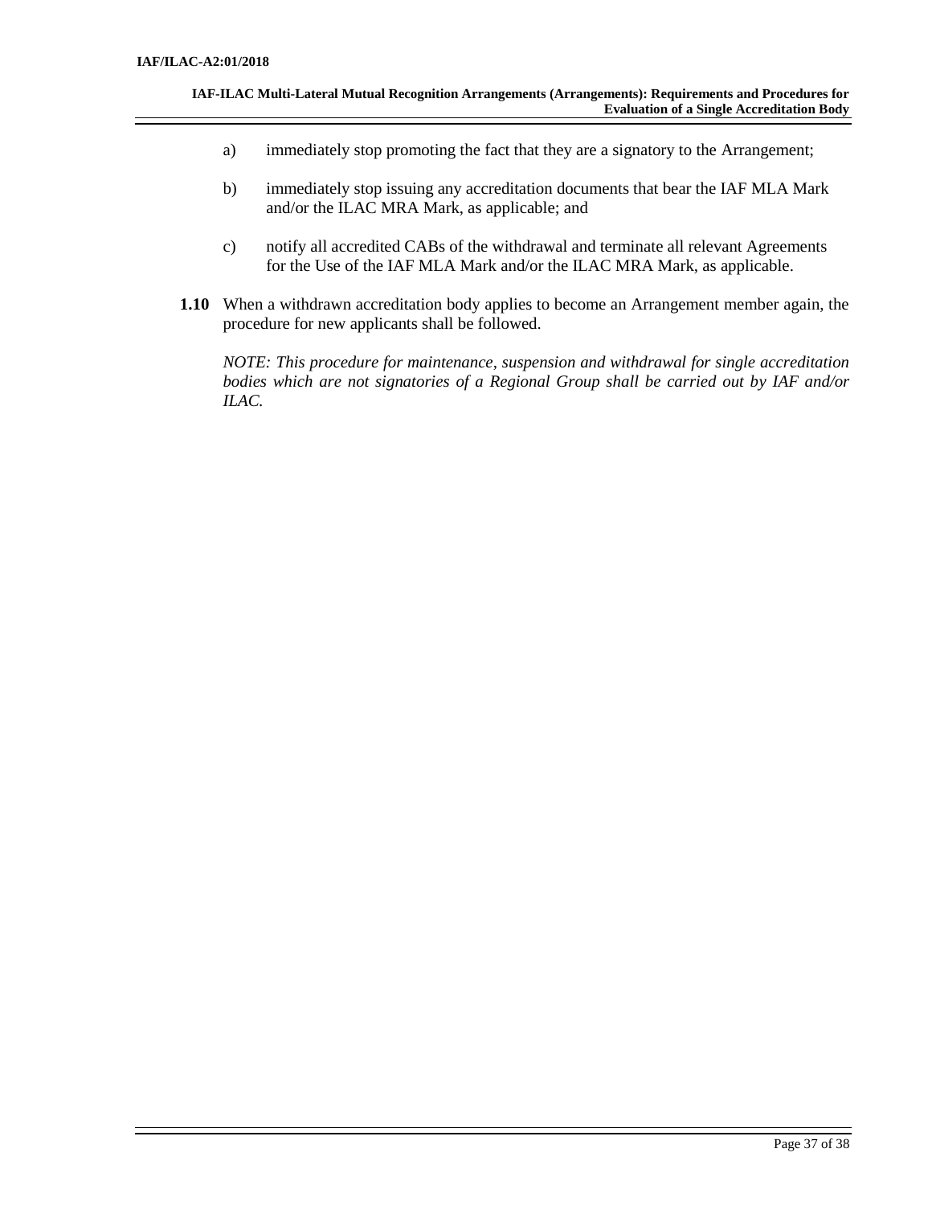a) immediately stop promoting the fact that they are a signatory to the Arrangement;

b) immediately stop issuing any accreditation documents that bear the IAF MLA Mark and/or the ILAC MRA Mark, as applicable; and

c) notify all accredited CABs of the withdrawal and terminate all relevant Agreements for the Use of the IAF MLA Mark and/or the ILAC MRA Mark, as applicable.

**1.10** When a withdrawn accreditation body applies to become an Arrangement member again, the procedure for new applicants shall be followed.

*NOTE: This procedure for maintenance, suspension and withdrawal for single accreditation bodies which are not signatories of a Regional Group shall be carried out by IAF and/or ILAC.*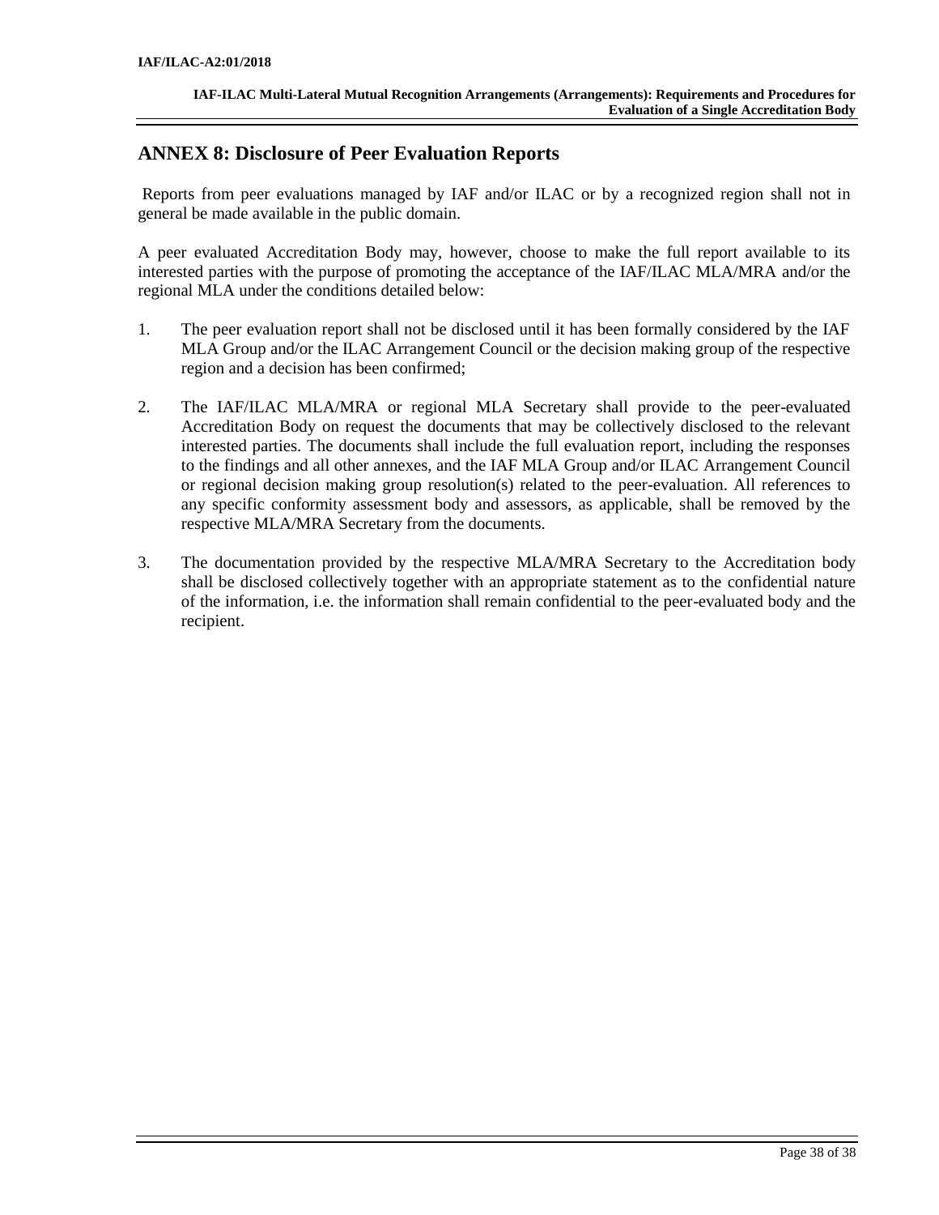## ANNEX 8: Disclosure of Peer Evaluation Reports

Reports from peer evaluations managed by IAF and/or ILAC or by a recognized region shall not in general be made available in the public domain.

A peer evaluated Accreditation Body may, however, choose to make the full report available to its interested parties with the purpose of promoting the acceptance of the IAF/ILAC MLA/MRA and/or the regional MLA under the conditions detailed below:

1. The peer evaluation report shall not be disclosed until it has been formally considered by the IAF MLA Group and/or the ILAC Arrangement Council or the decision making group of the respective region and a decision has been confirmed;

2. The IAF/ILAC MLA/MRA or regional MLA Secretary shall provide to the peer-evaluated Accreditation Body on request the documents that may be collectively disclosed to the relevant interested parties. The documents shall include the full evaluation report, including the responses to the findings and all other annexes, and the IAF MLA Group and/or ILAC Arrangement Council or regional decision making group resolution(s) related to the peer-evaluation. All references to any specific conformity assessment body and assessors, as applicable, shall be removed by the respective MLA/MRA Secretary from the documents.

3. The documentation provided by the respective MLA/MRA Secretary to the Accreditation body shall be disclosed collectively together with an appropriate statement as to the confidential nature of the information, i.e. the information shall remain confidential to the peer-evaluated body and the recipient.